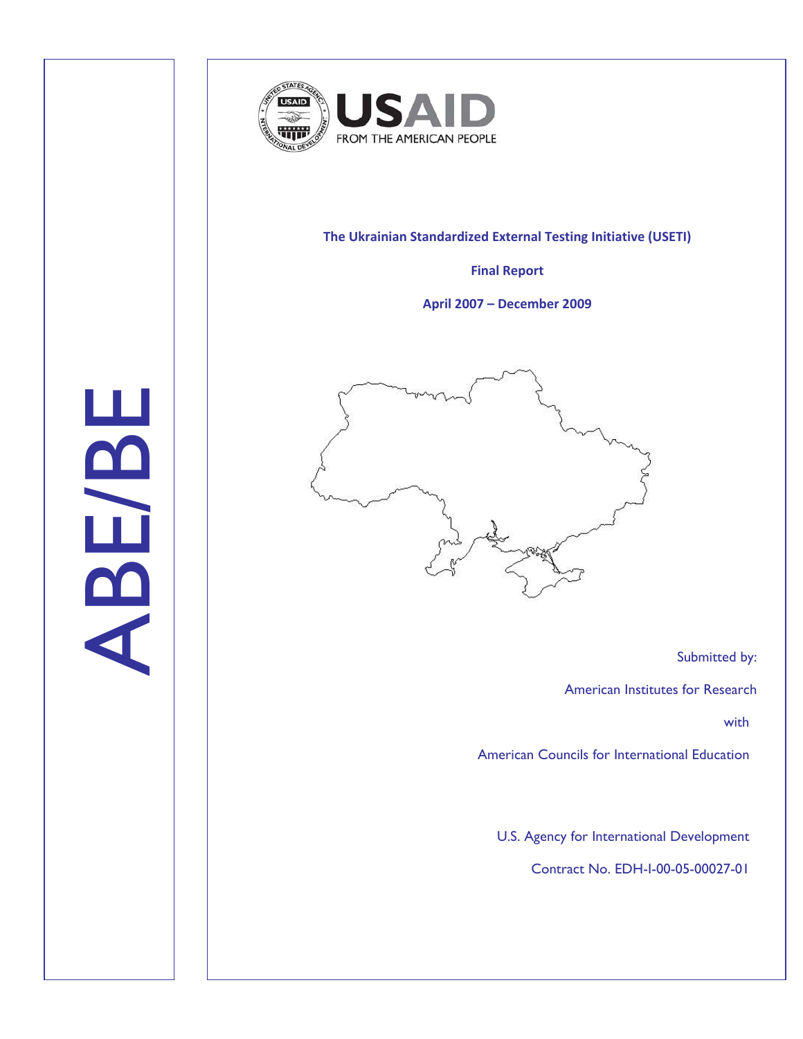ABE/BE

USAID FROM THE AMERICAN PEOPLE

**The Ukrainian Standardized External Testing Initiative (USETI)**

**Final Report**

**April 2007 – December 2009**

Submitted by:

American Institutes for Research

with

American Councils for International Education

U.S. Agency for International Development

Contract No. EDH-I-00-05-00027-01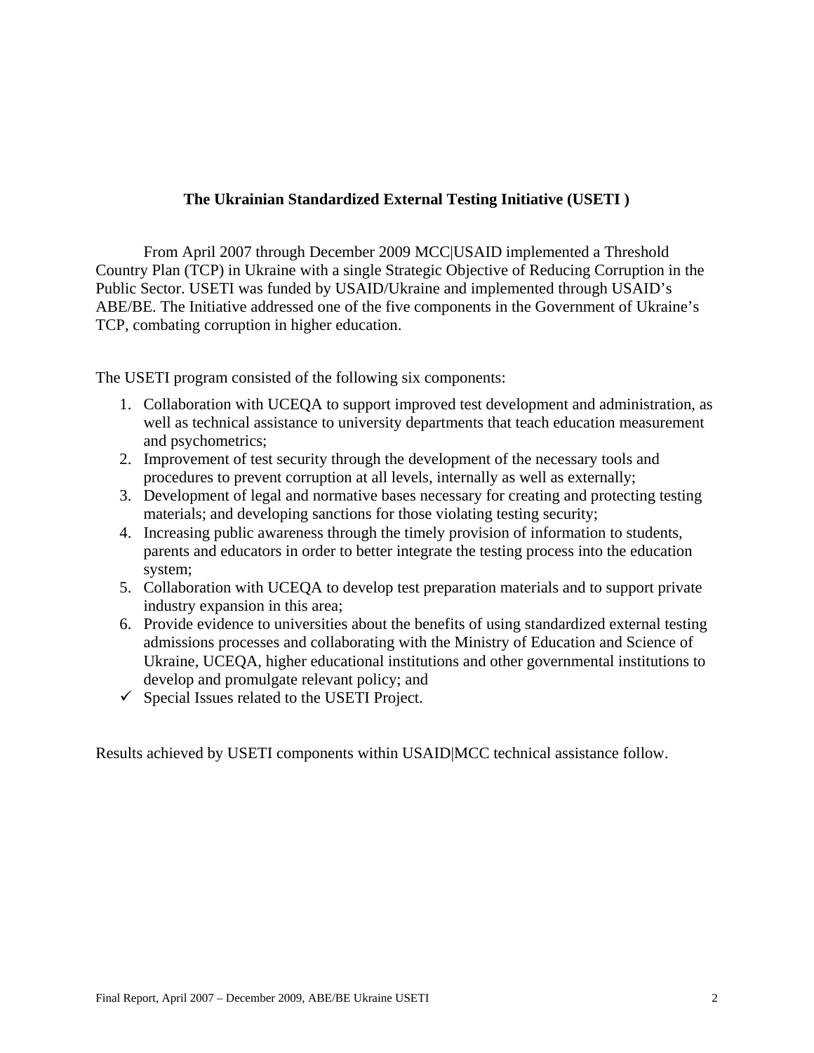**The Ukrainian Standardized External Testing Initiative (USETI )**

From April 2007 through December 2009 MCC|USAID implemented a Threshold Country Plan (TCP) in Ukraine with a single Strategic Objective of Reducing Corruption in the Public Sector. USETI was funded by USAID/Ukraine and implemented through USAID's ABE/BE. The Initiative addressed one of the five components in the Government of Ukraine's TCP, combating corruption in higher education.

The USETI program consisted of the following six components:

1. Collaboration with UCEQA to support improved test development and administration, as well as technical assistance to university departments that teach education measurement and psychometrics;
2. Improvement of test security through the development of the necessary tools and procedures to prevent corruption at all levels, internally as well as externally;
3. Development of legal and normative bases necessary for creating and protecting testing materials; and developing sanctions for those violating testing security;
4. Increasing public awareness through the timely provision of information to students, parents and educators in order to better integrate the testing process into the education system;
5. Collaboration with UCEQA to develop test preparation materials and to support private industry expansion in this area;
6. Provide evidence to universities about the benefits of using standardized external testing admissions processes and collaborating with the Ministry of Education and Science of Ukraine, UCEQA, higher educational institutions and other governmental institutions to develop and promulgate relevant policy; and

- ✓ Special Issues related to the USETI Project.

Results achieved by USETI components within USAID|MCC technical assistance follow.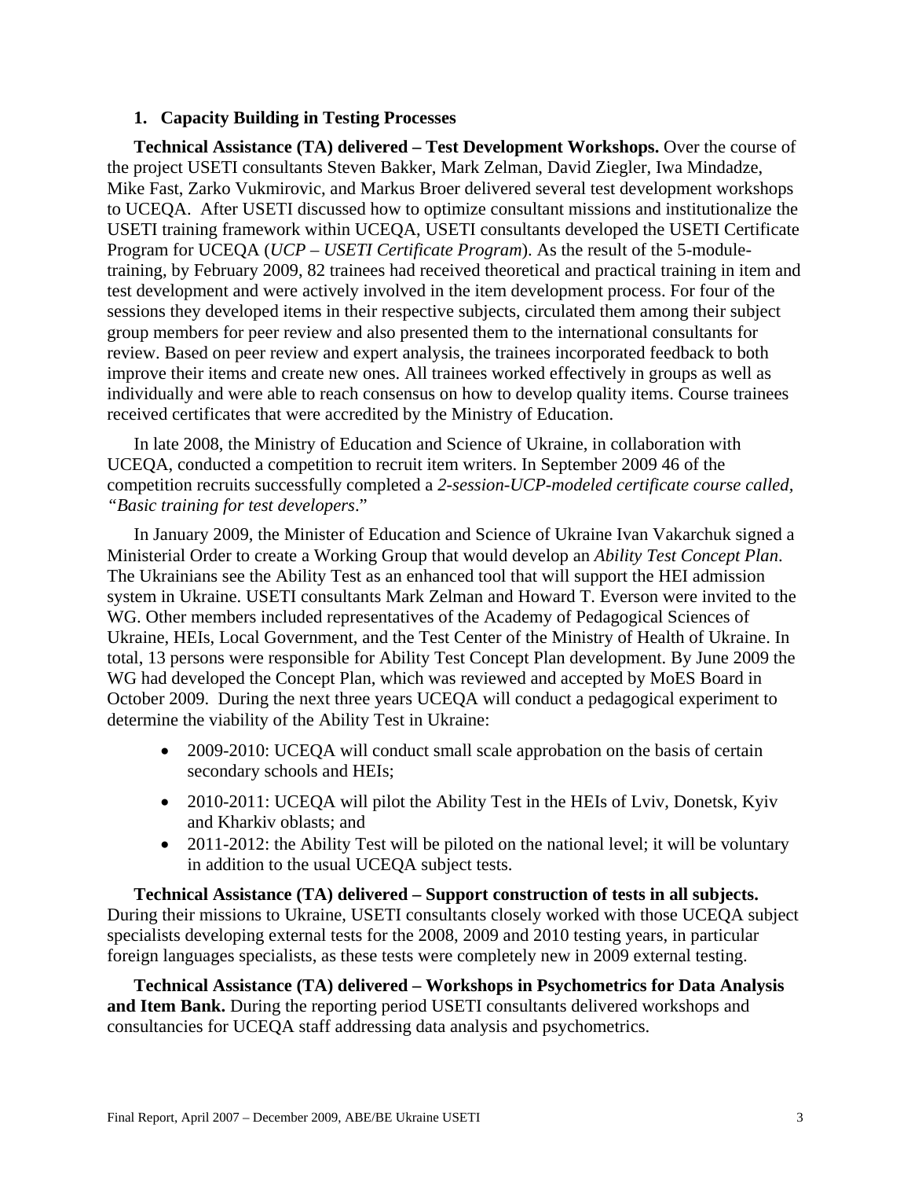## 1. Capacity Building in Testing Processes

**Technical Assistance (TA) delivered – Test Development Workshops.** Over the course of the project USETI consultants Steven Bakker, Mark Zelman, David Ziegler, Iwa Mindadze, Mike Fast, Zarko Vukmirovic, and Markus Broer delivered several test development workshops to UCEQA. After USETI discussed how to optimize consultant missions and institutionalize the USETI training framework within UCEQA, USETI consultants developed the USETI Certificate Program for UCEQA (*UCP – USETI Certificate Program*). As the result of the 5-module-training, by February 2009, 82 trainees had received theoretical and practical training in item and test development and were actively involved in the item development process. For four of the sessions they developed items in their respective subjects, circulated them among their subject group members for peer review and also presented them to the international consultants for review. Based on peer review and expert analysis, the trainees incorporated feedback to both improve their items and create new ones. All trainees worked effectively in groups as well as individually and were able to reach consensus on how to develop quality items. Course trainees received certificates that were accredited by the Ministry of Education.

In late 2008, the Ministry of Education and Science of Ukraine, in collaboration with UCEQA, conducted a competition to recruit item writers. In September 2009 46 of the competition recruits successfully completed a *2-session-UCP-modeled certificate course called, "Basic training for test developers*."

In January 2009, the Minister of Education and Science of Ukraine Ivan Vakarchuk signed a Ministerial Order to create a Working Group that would develop an *Ability Test Concept Plan*. The Ukrainians see the Ability Test as an enhanced tool that will support the HEI admission system in Ukraine. USETI consultants Mark Zelman and Howard T. Everson were invited to the WG. Other members included representatives of the Academy of Pedagogical Sciences of Ukraine, HEIs, Local Government, and the Test Center of the Ministry of Health of Ukraine. In total, 13 persons were responsible for Ability Test Concept Plan development. By June 2009 the WG had developed the Concept Plan, which was reviewed and accepted by MoES Board in October 2009. During the next three years UCEQA will conduct a pedagogical experiment to determine the viability of the Ability Test in Ukraine:

- 2009-2010: UCEQA will conduct small scale approbation on the basis of certain secondary schools and HEIs;
- 2010-2011: UCEQA will pilot the Ability Test in the HEIs of Lviv, Donetsk, Kyiv and Kharkiv oblasts; and
- 2011-2012: the Ability Test will be piloted on the national level; it will be voluntary in addition to the usual UCEQA subject tests.

**Technical Assistance (TA) delivered – Support construction of tests in all subjects.** During their missions to Ukraine, USETI consultants closely worked with those UCEQA subject specialists developing external tests for the 2008, 2009 and 2010 testing years, in particular foreign languages specialists, as these tests were completely new in 2009 external testing.

**Technical Assistance (TA) delivered – Workshops in Psychometrics for Data Analysis and Item Bank.** During the reporting period USETI consultants delivered workshops and consultancies for UCEQA staff addressing data analysis and psychometrics.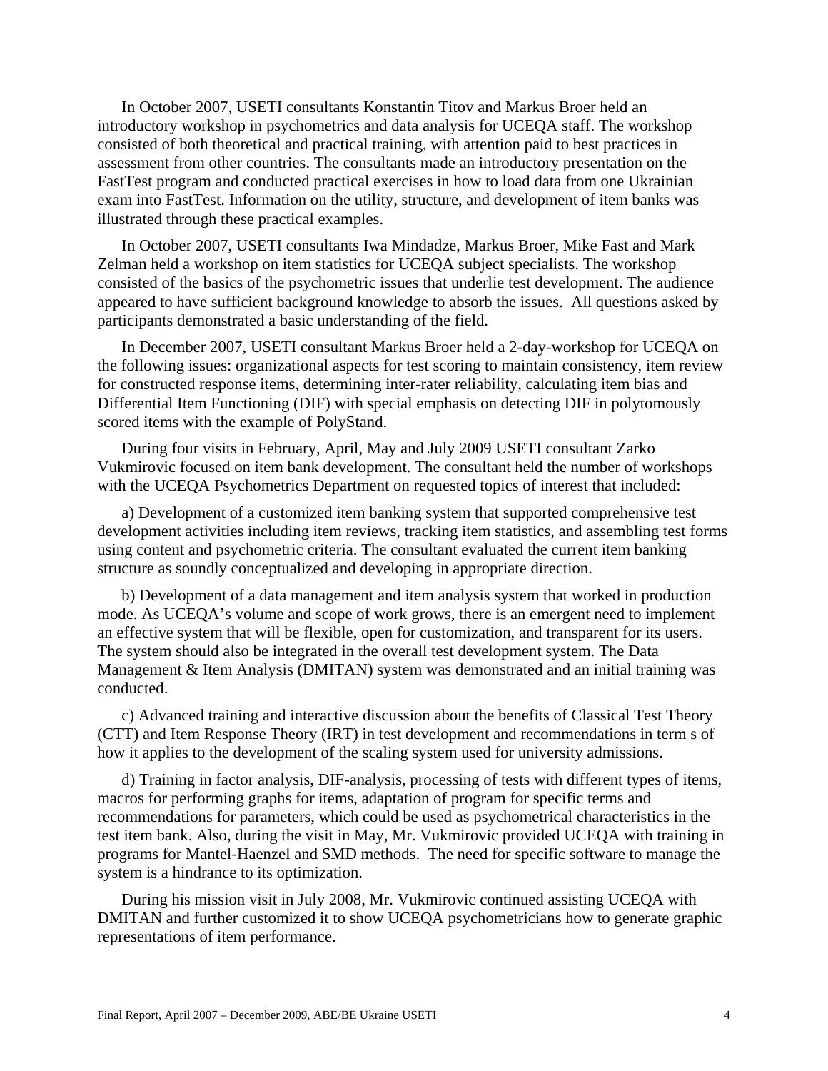In October 2007, USETI consultants Konstantin Titov and Markus Broer held an introductory workshop in psychometrics and data analysis for UCEQA staff. The workshop consisted of both theoretical and practical training, with attention paid to best practices in assessment from other countries. The consultants made an introductory presentation on the FastTest program and conducted practical exercises in how to load data from one Ukrainian exam into FastTest. Information on the utility, structure, and development of item banks was illustrated through these practical examples.

In October 2007, USETI consultants Iwa Mindadze, Markus Broer, Mike Fast and Mark Zelman held a workshop on item statistics for UCEQA subject specialists. The workshop consisted of the basics of the psychometric issues that underlie test development. The audience appeared to have sufficient background knowledge to absorb the issues. All questions asked by participants demonstrated a basic understanding of the field.

In December 2007, USETI consultant Markus Broer held a 2-day-workshop for UCEQA on the following issues: organizational aspects for test scoring to maintain consistency, item review for constructed response items, determining inter-rater reliability, calculating item bias and Differential Item Functioning (DIF) with special emphasis on detecting DIF in polytomously scored items with the example of PolyStand.

During four visits in February, April, May and July 2009 USETI consultant Zarko Vukmirovic focused on item bank development. The consultant held the number of workshops with the UCEQA Psychometrics Department on requested topics of interest that included:

a) Development of a customized item banking system that supported comprehensive test development activities including item reviews, tracking item statistics, and assembling test forms using content and psychometric criteria. The consultant evaluated the current item banking structure as soundly conceptualized and developing in appropriate direction.

b) Development of a data management and item analysis system that worked in production mode. As UCEQA's volume and scope of work grows, there is an emergent need to implement an effective system that will be flexible, open for customization, and transparent for its users. The system should also be integrated in the overall test development system. The Data Management & Item Analysis (DMITAN) system was demonstrated and an initial training was conducted.

c) Advanced training and interactive discussion about the benefits of Classical Test Theory (CTT) and Item Response Theory (IRT) in test development and recommendations in term s of how it applies to the development of the scaling system used for university admissions.

d) Training in factor analysis, DIF-analysis, processing of tests with different types of items, macros for performing graphs for items, adaptation of program for specific terms and recommendations for parameters, which could be used as psychometrical characteristics in the test item bank. Also, during the visit in May, Mr. Vukmirovic provided UCEQA with training in programs for Mantel-Haenzel and SMD methods. The need for specific software to manage the system is a hindrance to its optimization.

During his mission visit in July 2008, Mr. Vukmirovic continued assisting UCEQA with DMITAN and further customized it to show UCEQA psychometricians how to generate graphic representations of item performance.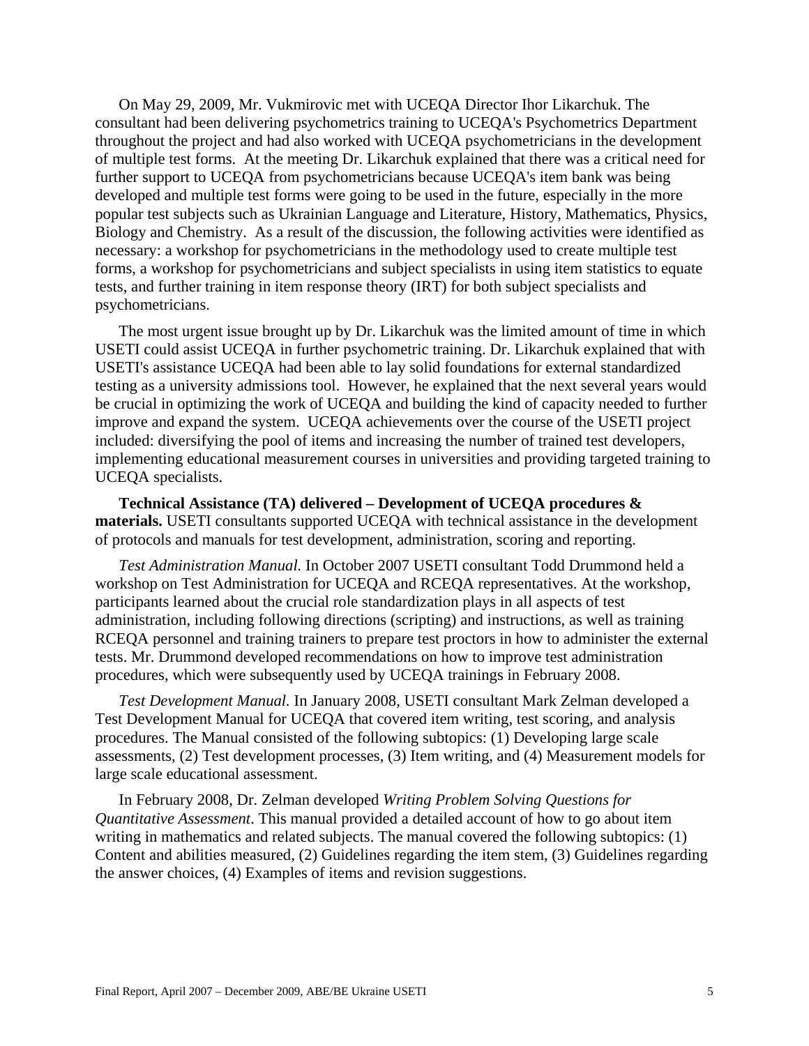On May 29, 2009, Mr. Vukmirovic met with UCEQA Director Ihor Likarchuk. The consultant had been delivering psychometrics training to UCEQA's Psychometrics Department throughout the project and had also worked with UCEQA psychometricians in the development of multiple test forms. At the meeting Dr. Likarchuk explained that there was a critical need for further support to UCEQA from psychometricians because UCEQA's item bank was being developed and multiple test forms were going to be used in the future, especially in the more popular test subjects such as Ukrainian Language and Literature, History, Mathematics, Physics, Biology and Chemistry. As a result of the discussion, the following activities were identified as necessary: a workshop for psychometricians in the methodology used to create multiple test forms, a workshop for psychometricians and subject specialists in using item statistics to equate tests, and further training in item response theory (IRT) for both subject specialists and psychometricians.

The most urgent issue brought up by Dr. Likarchuk was the limited amount of time in which USETI could assist UCEQA in further psychometric training. Dr. Likarchuk explained that with USETI's assistance UCEQA had been able to lay solid foundations for external standardized testing as a university admissions tool. However, he explained that the next several years would be crucial in optimizing the work of UCEQA and building the kind of capacity needed to further improve and expand the system. UCEQA achievements over the course of the USETI project included: diversifying the pool of items and increasing the number of trained test developers, implementing educational measurement courses in universities and providing targeted training to UCEQA specialists.

**Technical Assistance (TA) delivered – Development of UCEQA procedures & materials.** USETI consultants supported UCEQA with technical assistance in the development of protocols and manuals for test development, administration, scoring and reporting.

*Test Administration Manual.* In October 2007 USETI consultant Todd Drummond held a workshop on Test Administration for UCEQA and RCEQA representatives. At the workshop, participants learned about the crucial role standardization plays in all aspects of test administration, including following directions (scripting) and instructions, as well as training RCEQA personnel and training trainers to prepare test proctors in how to administer the external tests. Mr. Drummond developed recommendations on how to improve test administration procedures, which were subsequently used by UCEQA trainings in February 2008.

*Test Development Manual.* In January 2008, USETI consultant Mark Zelman developed a Test Development Manual for UCEQA that covered item writing, test scoring, and analysis procedures. The Manual consisted of the following subtopics: (1) Developing large scale assessments, (2) Test development processes, (3) Item writing, and (4) Measurement models for large scale educational assessment.

In February 2008, Dr. Zelman developed *Writing Problem Solving Questions for Quantitative Assessment*. This manual provided a detailed account of how to go about item writing in mathematics and related subjects. The manual covered the following subtopics: (1) Content and abilities measured, (2) Guidelines regarding the item stem, (3) Guidelines regarding the answer choices, (4) Examples of items and revision suggestions.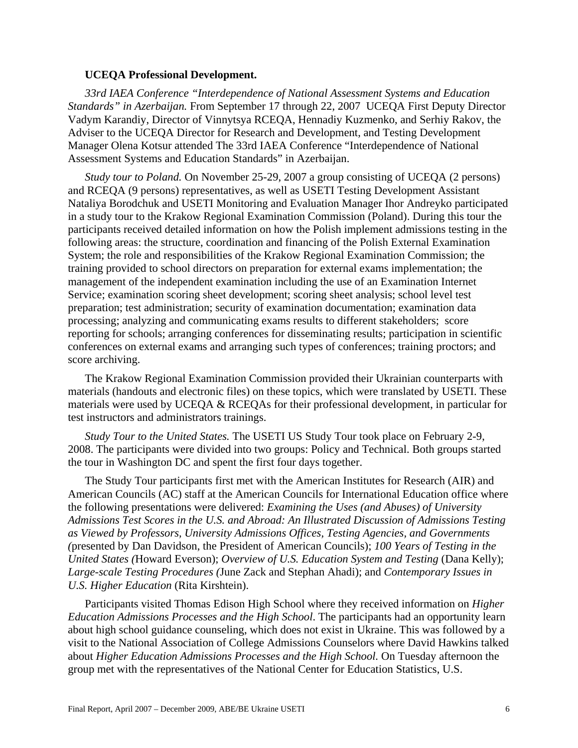**UCEQA Professional Development.**

*33rd IAEA Conference "Interdependence of National Assessment Systems and Education Standards" in Azerbaijan.* From September 17 through 22, 2007 UCEQA First Deputy Director Vadym Karandiy, Director of Vinnytsya RCEQA, Hennadiy Kuzmenko, and Serhiy Rakov, the Adviser to the UCEQA Director for Research and Development, and Testing Development Manager Olena Kotsur attended The 33rd IAEA Conference "Interdependence of National Assessment Systems and Education Standards" in Azerbaijan.

*Study tour to Poland.* On November 25-29, 2007 a group consisting of UCEQA (2 persons) and RCEQA (9 persons) representatives, as well as USETI Testing Development Assistant Nataliya Borodchuk and USETI Monitoring and Evaluation Manager Ihor Andreyko participated in a study tour to the Krakow Regional Examination Commission (Poland). During this tour the participants received detailed information on how the Polish implement admissions testing in the following areas: the structure, coordination and financing of the Polish External Examination System; the role and responsibilities of the Krakow Regional Examination Commission; the training provided to school directors on preparation for external exams implementation; the management of the independent examination including the use of an Examination Internet Service; examination scoring sheet development; scoring sheet analysis; school level test preparation; test administration; security of examination documentation; examination data processing; analyzing and communicating exams results to different stakeholders; score reporting for schools; arranging conferences for disseminating results; participation in scientific conferences on external exams and arranging such types of conferences; training proctors; and score archiving.

The Krakow Regional Examination Commission provided their Ukrainian counterparts with materials (handouts and electronic files) on these topics, which were translated by USETI. These materials were used by UCEQA & RCEQAs for their professional development, in particular for test instructors and administrators trainings.

*Study Tour to the United States.* The USETI US Study Tour took place on February 2-9, 2008. The participants were divided into two groups: Policy and Technical. Both groups started the tour in Washington DC and spent the first four days together.

The Study Tour participants first met with the American Institutes for Research (AIR) and American Councils (AC) staff at the American Councils for International Education office where the following presentations were delivered: *Examining the Uses (and Abuses) of University Admissions Test Scores in the U.S. and Abroad: An Illustrated Discussion of Admissions Testing as Viewed by Professors, University Admissions Offices, Testing Agencies, and Governments (*presented by Dan Davidson, the President of American Councils); *100 Years of Testing in the United States (*Howard Everson); *Overview of U.S. Education System and Testing* (Dana Kelly); *Large-scale Testing Procedures (*June Zack and Stephan Ahadi); and *Contemporary Issues in U.S. Higher Education* (Rita Kirshtein).

Participants visited Thomas Edison High School where they received information on *Higher Education Admissions Processes and the High School*. The participants had an opportunity learn about high school guidance counseling, which does not exist in Ukraine. This was followed by a visit to the National Association of College Admissions Counselors where David Hawkins talked about *Higher Education Admissions Processes and the High School.* On Tuesday afternoon the group met with the representatives of the National Center for Education Statistics, U.S.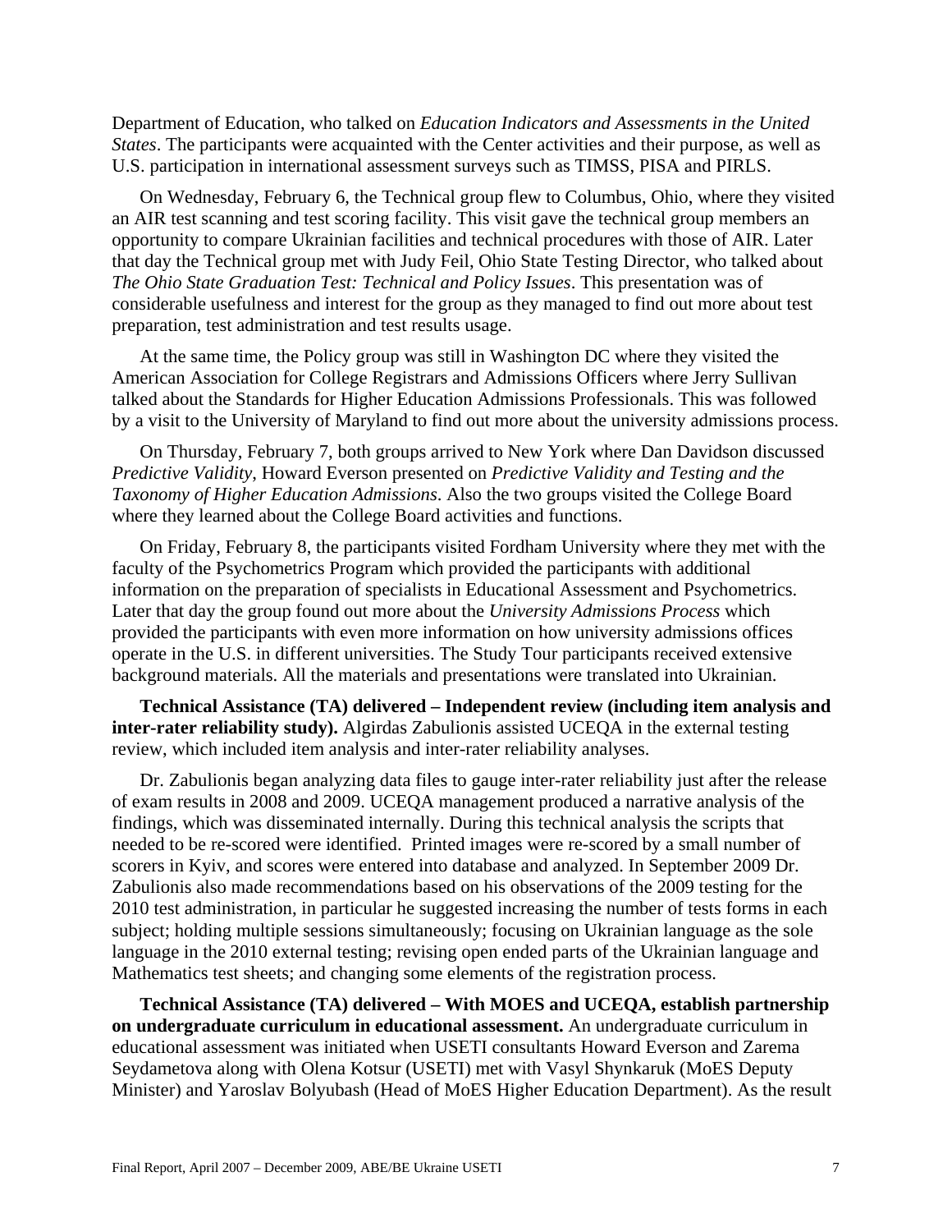Department of Education, who talked on *Education Indicators and Assessments in the United States*. The participants were acquainted with the Center activities and their purpose, as well as U.S. participation in international assessment surveys such as TIMSS, PISA and PIRLS.

On Wednesday, February 6, the Technical group flew to Columbus, Ohio, where they visited an AIR test scanning and test scoring facility. This visit gave the technical group members an opportunity to compare Ukrainian facilities and technical procedures with those of AIR. Later that day the Technical group met with Judy Feil, Ohio State Testing Director, who talked about *The Ohio State Graduation Test: Technical and Policy Issues*. This presentation was of considerable usefulness and interest for the group as they managed to find out more about test preparation, test administration and test results usage.

At the same time, the Policy group was still in Washington DC where they visited the American Association for College Registrars and Admissions Officers where Jerry Sullivan talked about the Standards for Higher Education Admissions Professionals. This was followed by a visit to the University of Maryland to find out more about the university admissions process.

On Thursday, February 7, both groups arrived to New York where Dan Davidson discussed *Predictive Validity*, Howard Everson presented on *Predictive Validity and Testing and the Taxonomy of Higher Education Admissions*. Also the two groups visited the College Board where they learned about the College Board activities and functions.

On Friday, February 8, the participants visited Fordham University where they met with the faculty of the Psychometrics Program which provided the participants with additional information on the preparation of specialists in Educational Assessment and Psychometrics. Later that day the group found out more about the *University Admissions Process* which provided the participants with even more information on how university admissions offices operate in the U.S. in different universities. The Study Tour participants received extensive background materials. All the materials and presentations were translated into Ukrainian.

**Technical Assistance (TA) delivered – Independent review (including item analysis and inter-rater reliability study).** Algirdas Zabulionis assisted UCEQA in the external testing review, which included item analysis and inter-rater reliability analyses.

Dr. Zabulionis began analyzing data files to gauge inter-rater reliability just after the release of exam results in 2008 and 2009. UCEQA management produced a narrative analysis of the findings, which was disseminated internally. During this technical analysis the scripts that needed to be re-scored were identified. Printed images were re-scored by a small number of scorers in Kyiv, and scores were entered into database and analyzed. In September 2009 Dr. Zabulionis also made recommendations based on his observations of the 2009 testing for the 2010 test administration, in particular he suggested increasing the number of tests forms in each subject; holding multiple sessions simultaneously; focusing on Ukrainian language as the sole language in the 2010 external testing; revising open ended parts of the Ukrainian language and Mathematics test sheets; and changing some elements of the registration process.

**Technical Assistance (TA) delivered – With MOES and UCEQA, establish partnership on undergraduate curriculum in educational assessment.** An undergraduate curriculum in educational assessment was initiated when USETI consultants Howard Everson and Zarema Seydametova along with Olena Kotsur (USETI) met with Vasyl Shynkaruk (MoES Deputy Minister) and Yaroslav Bolyubash (Head of MoES Higher Education Department). As the result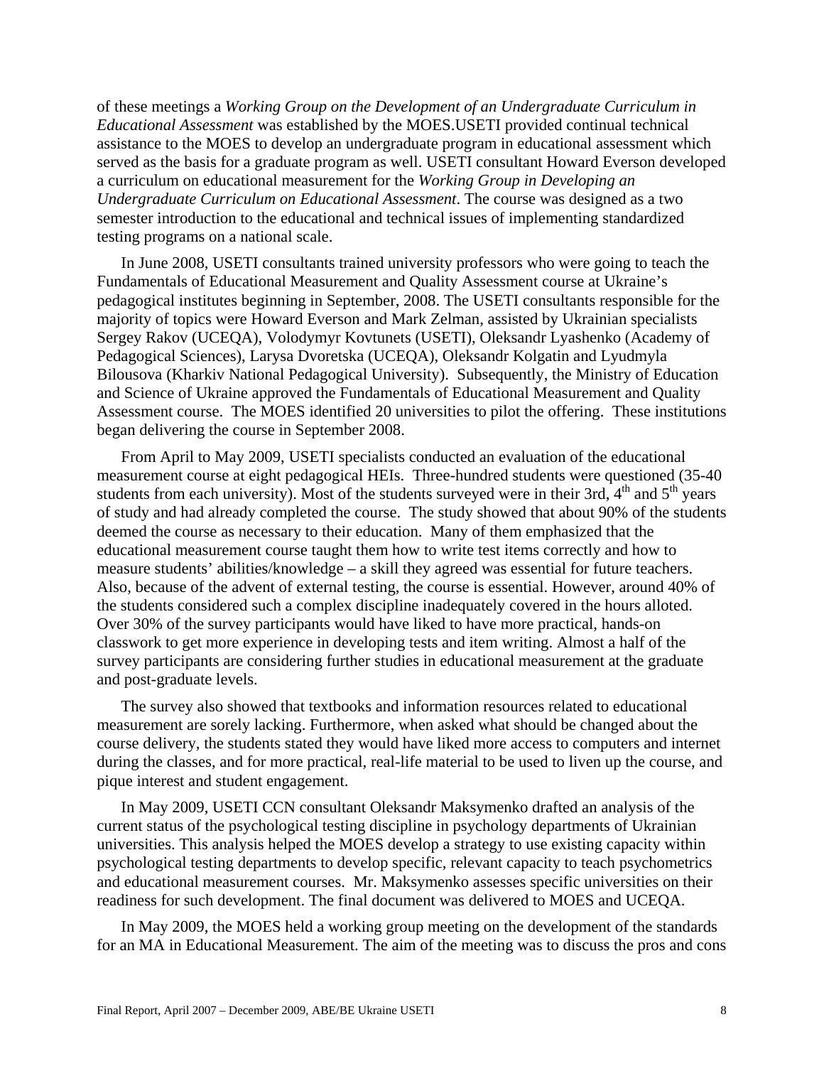of these meetings a *Working Group on the Development of an Undergraduate Curriculum in Educational Assessment* was established by the MOES.USETI provided continual technical assistance to the MOES to develop an undergraduate program in educational assessment which served as the basis for a graduate program as well. USETI consultant Howard Everson developed a curriculum on educational measurement for the *Working Group in Developing an Undergraduate Curriculum on Educational Assessment*. The course was designed as a two semester introduction to the educational and technical issues of implementing standardized testing programs on a national scale.

In June 2008, USETI consultants trained university professors who were going to teach the Fundamentals of Educational Measurement and Quality Assessment course at Ukraine's pedagogical institutes beginning in September, 2008. The USETI consultants responsible for the majority of topics were Howard Everson and Mark Zelman, assisted by Ukrainian specialists Sergey Rakov (UCEQA), Volodymyr Kovtunets (USETI), Oleksandr Lyashenko (Academy of Pedagogical Sciences), Larysa Dvoretska (UCEQA), Oleksandr Kolgatin and Lyudmyla Bilousova (Kharkiv National Pedagogical University). Subsequently, the Ministry of Education and Science of Ukraine approved the Fundamentals of Educational Measurement and Quality Assessment course. The MOES identified 20 universities to pilot the offering. These institutions began delivering the course in September 2008.

From April to May 2009, USETI specialists conducted an evaluation of the educational measurement course at eight pedagogical HEIs. Three-hundred students were questioned (35-40 students from each university). Most of the students surveyed were in their 3rd, 4th and 5th years of study and had already completed the course. The study showed that about 90% of the students deemed the course as necessary to their education. Many of them emphasized that the educational measurement course taught them how to write test items correctly and how to measure students' abilities/knowledge – a skill they agreed was essential for future teachers. Also, because of the advent of external testing, the course is essential. However, around 40% of the students considered such a complex discipline inadequately covered in the hours alloted. Over 30% of the survey participants would have liked to have more practical, hands-on classwork to get more experience in developing tests and item writing. Almost a half of the survey participants are considering further studies in educational measurement at the graduate and post-graduate levels.

The survey also showed that textbooks and information resources related to educational measurement are sorely lacking. Furthermore, when asked what should be changed about the course delivery, the students stated they would have liked more access to computers and internet during the classes, and for more practical, real-life material to be used to liven up the course, and pique interest and student engagement.

In May 2009, USETI CCN consultant Oleksandr Maksymenko drafted an analysis of the current status of the psychological testing discipline in psychology departments of Ukrainian universities. This analysis helped the MOES develop a strategy to use existing capacity within psychological testing departments to develop specific, relevant capacity to teach psychometrics and educational measurement courses. Mr. Maksymenko assesses specific universities on their readiness for such development. The final document was delivered to MOES and UCEQA.

In May 2009, the MOES held a working group meeting on the development of the standards for an MA in Educational Measurement. The aim of the meeting was to discuss the pros and cons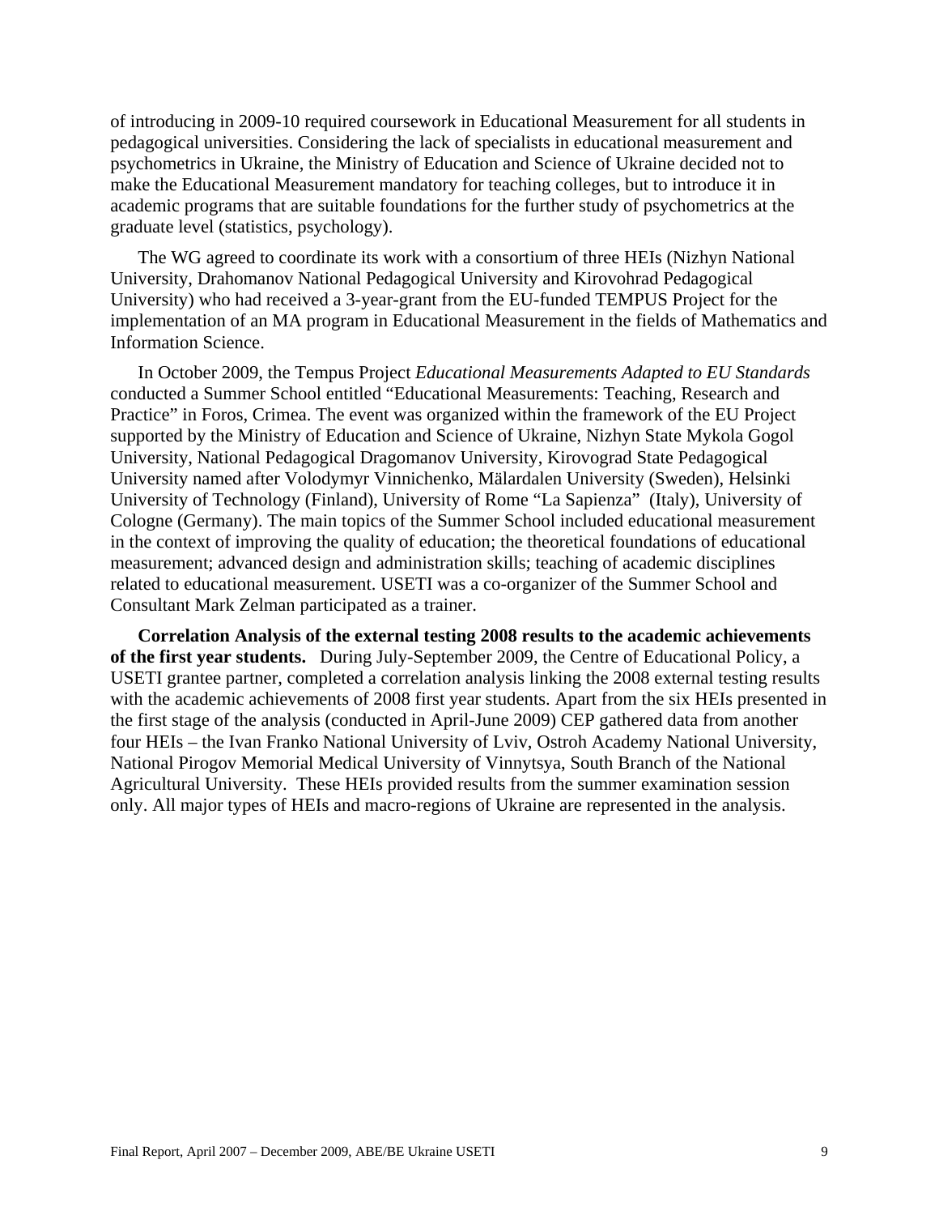of introducing in 2009-10 required coursework in Educational Measurement for all students in pedagogical universities. Considering the lack of specialists in educational measurement and psychometrics in Ukraine, the Ministry of Education and Science of Ukraine decided not to make the Educational Measurement mandatory for teaching colleges, but to introduce it in academic programs that are suitable foundations for the further study of psychometrics at the graduate level (statistics, psychology).

The WG agreed to coordinate its work with a consortium of three HEIs (Nizhyn National University, Drahomanov National Pedagogical University and Kirovohrad Pedagogical University) who had received a 3-year-grant from the EU-funded TEMPUS Project for the implementation of an MA program in Educational Measurement in the fields of Mathematics and Information Science.

In October 2009, the Tempus Project *Educational Measurements Adapted to EU Standards* conducted a Summer School entitled "Educational Measurements: Teaching, Research and Practice" in Foros, Crimea. The event was organized within the framework of the EU Project supported by the Ministry of Education and Science of Ukraine, Nizhyn State Mykola Gogol University, National Pedagogical Dragomanov University, Kirovograd State Pedagogical University named after Volodymyr Vinnichenko, Mälardalen University (Sweden), Helsinki University of Technology (Finland), University of Rome "La Sapienza" (Italy), University of Cologne (Germany). The main topics of the Summer School included educational measurement in the context of improving the quality of education; the theoretical foundations of educational measurement; advanced design and administration skills; teaching of academic disciplines related to educational measurement. USETI was a co-organizer of the Summer School and Consultant Mark Zelman participated as a trainer.

**Correlation Analysis of the external testing 2008 results to the academic achievements of the first year students.** During July-September 2009, the Centre of Educational Policy, a USETI grantee partner, completed a correlation analysis linking the 2008 external testing results with the academic achievements of 2008 first year students. Apart from the six HEIs presented in the first stage of the analysis (conducted in April-June 2009) CEP gathered data from another four HEIs – the Ivan Franko National University of Lviv, Ostroh Academy National University, National Pirogov Memorial Medical University of Vinnytsya, South Branch of the National Agricultural University. These HEIs provided results from the summer examination session only. All major types of HEIs and macro-regions of Ukraine are represented in the analysis.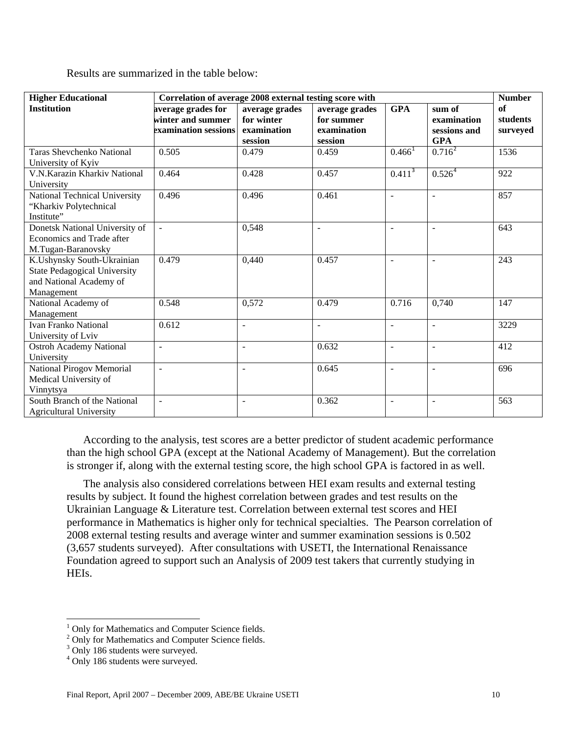Results are summarized in the table below:

| Higher Educational Institution | Correlation of average 2008 external testing score with | | | | | Number of students surveyed |
|---|---|---|---|---|---|---|
| | average grades for winter and summer examination sessions | average grades for winter examination session | average grades for summer examination session | GPA | sum of examination sessions and GPA | |
| Taras Shevchenko National University of Kyiv | 0.505 | 0.479 | 0.459 | 0.466[1] | 0.716[2] | 1536 |
| V.N.Karazin Kharkiv National University | 0.464 | 0.428 | 0.457 | 0.411[3] | 0.526[4] | 922 |
| National Technical University "Kharkiv Polytechnical Institute" | 0.496 | 0.496 | 0.461 | - | - | 857 |
| Donetsk National University of Economics and Trade after M.Tugan-Baranovsky | - | 0,548 | - | - | - | 643 |
| K.Ushynsky South-Ukrainian State Pedagogical University and National Academy of Management | 0.479 | 0,440 | 0.457 | - | - | 243 |
| National Academy of Management | 0.548 | 0,572 | 0.479 | 0.716 | 0,740 | 147 |
| Ivan Franko National University of Lviv | 0.612 | - | - | - | - | 3229 |
| Ostroh Academy National University | - | - | 0.632 | - | - | 412 |
| National Pirogov Memorial Medical University of Vinnytsya | - | - | 0.645 | - | - | 696 |
| South Branch of the National Agricultural University | - | - | 0.362 | - | - | 563 |

According to the analysis, test scores are a better predictor of student academic performance than the high school GPA (except at the National Academy of Management). But the correlation is stronger if, along with the external testing score, the high school GPA is factored in as well.

The analysis also considered correlations between HEI exam results and external testing results by subject. It found the highest correlation between grades and test results on the Ukrainian Language & Literature test. Correlation between external test scores and HEI performance in Mathematics is higher only for technical specialties. The Pearson correlation of 2008 external testing results and average winter and summer examination sessions is 0.502 (3,657 students surveyed). After consultations with USETI, the International Renaissance Foundation agreed to support such an Analysis of 2009 test takers that currently studying in HEIs.

[1] Only for Mathematics and Computer Science fields.
[2] Only for Mathematics and Computer Science fields.
[3] Only 186 students were surveyed.
[4] Only 186 students were surveyed.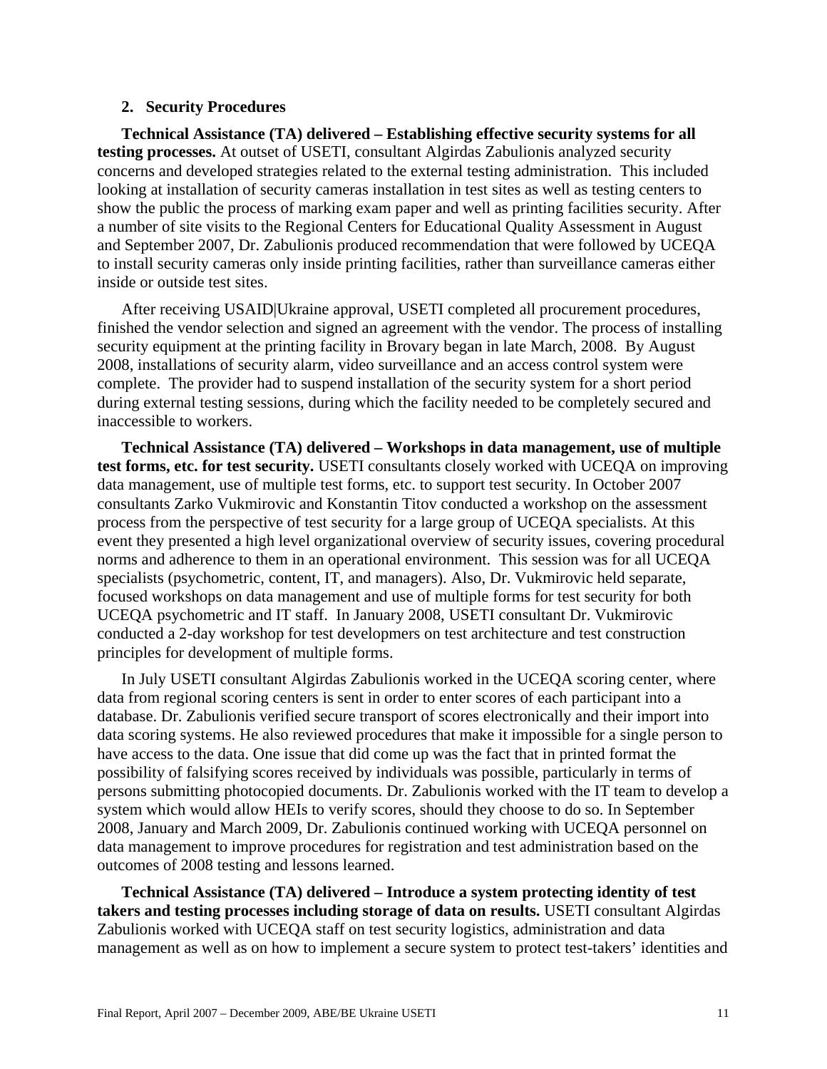## 2. Security Procedures

**Technical Assistance (TA) delivered – Establishing effective security systems for all testing processes.** At outset of USETI, consultant Algirdas Zabulionis analyzed security concerns and developed strategies related to the external testing administration. This included looking at installation of security cameras installation in test sites as well as testing centers to show the public the process of marking exam paper and well as printing facilities security. After a number of site visits to the Regional Centers for Educational Quality Assessment in August and September 2007, Dr. Zabulionis produced recommendation that were followed by UCEQA to install security cameras only inside printing facilities, rather than surveillance cameras either inside or outside test sites.

After receiving USAID|Ukraine approval, USETI completed all procurement procedures, finished the vendor selection and signed an agreement with the vendor. The process of installing security equipment at the printing facility in Brovary began in late March, 2008. By August 2008, installations of security alarm, video surveillance and an access control system were complete. The provider had to suspend installation of the security system for a short period during external testing sessions, during which the facility needed to be completely secured and inaccessible to workers.

**Technical Assistance (TA) delivered – Workshops in data management, use of multiple test forms, etc. for test security.** USETI consultants closely worked with UCEQA on improving data management, use of multiple test forms, etc. to support test security. In October 2007 consultants Zarko Vukmirovic and Konstantin Titov conducted a workshop on the assessment process from the perspective of test security for a large group of UCEQA specialists. At this event they presented a high level organizational overview of security issues, covering procedural norms and adherence to them in an operational environment. This session was for all UCEQA specialists (psychometric, content, IT, and managers). Also, Dr. Vukmirovic held separate, focused workshops on data management and use of multiple forms for test security for both UCEQA psychometric and IT staff. In January 2008, USETI consultant Dr. Vukmirovic conducted a 2-day workshop for test developmers on test architecture and test construction principles for development of multiple forms.

In July USETI consultant Algirdas Zabulionis worked in the UCEQA scoring center, where data from regional scoring centers is sent in order to enter scores of each participant into a database. Dr. Zabulionis verified secure transport of scores electronically and their import into data scoring systems. He also reviewed procedures that make it impossible for a single person to have access to the data. One issue that did come up was the fact that in printed format the possibility of falsifying scores received by individuals was possible, particularly in terms of persons submitting photocopied documents. Dr. Zabulionis worked with the IT team to develop a system which would allow HEIs to verify scores, should they choose to do so. In September 2008, January and March 2009, Dr. Zabulionis continued working with UCEQA personnel on data management to improve procedures for registration and test administration based on the outcomes of 2008 testing and lessons learned.

**Technical Assistance (TA) delivered – Introduce a system protecting identity of test takers and testing processes including storage of data on results.** USETI consultant Algirdas Zabulionis worked with UCEQA staff on test security logistics, administration and data management as well as on how to implement a secure system to protect test-takers' identities and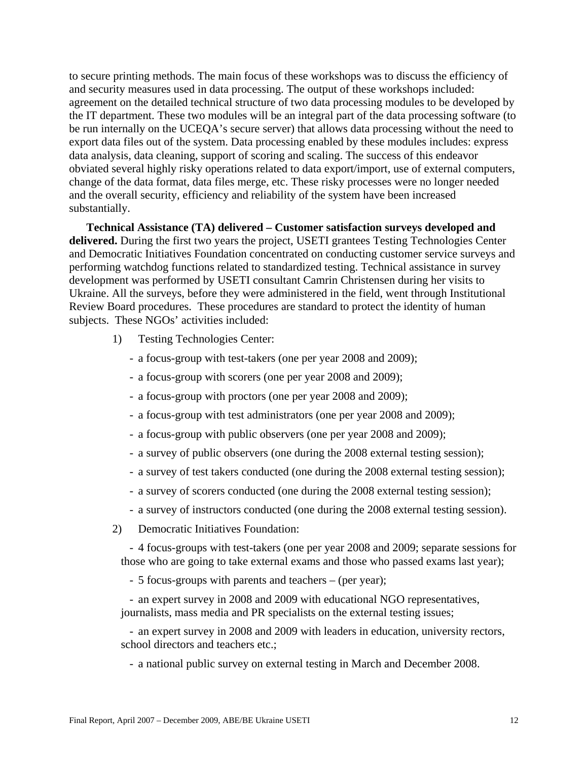to secure printing methods. The main focus of these workshops was to discuss the efficiency of and security measures used in data processing. The output of these workshops included: agreement on the detailed technical structure of two data processing modules to be developed by the IT department. These two modules will be an integral part of the data processing software (to be run internally on the UCEQA's secure server) that allows data processing without the need to export data files out of the system. Data processing enabled by these modules includes: express data analysis, data cleaning, support of scoring and scaling. The success of this endeavor obviated several highly risky operations related to data export/import, use of external computers, change of the data format, data files merge, etc. These risky processes were no longer needed and the overall security, efficiency and reliability of the system have been increased substantially.

**Technical Assistance (TA) delivered – Customer satisfaction surveys developed and delivered.** During the first two years the project, USETI grantees Testing Technologies Center and Democratic Initiatives Foundation concentrated on conducting customer service surveys and performing watchdog functions related to standardized testing. Technical assistance in survey development was performed by USETI consultant Camrin Christensen during her visits to Ukraine. All the surveys, before they were administered in the field, went through Institutional Review Board procedures. These procedures are standard to protect the identity of human subjects. These NGOs' activities included:

1) Testing Technologies Center:
   - a focus-group with test-takers (one per year 2008 and 2009);
   - a focus-group with scorers (one per year 2008 and 2009);
   - a focus-group with proctors (one per year 2008 and 2009);
   - a focus-group with test administrators (one per year 2008 and 2009);
   - a focus-group with public observers (one per year 2008 and 2009);
   - a survey of public observers (one during the 2008 external testing session);
   - a survey of test takers conducted (one during the 2008 external testing session);
   - a survey of scorers conducted (one during the 2008 external testing session);
   - a survey of instructors conducted (one during the 2008 external testing session).

2) Democratic Initiatives Foundation:
   - 4 focus-groups with test-takers (one per year 2008 and 2009; separate sessions for those who are going to take external exams and those who passed exams last year);
   - 5 focus-groups with parents and teachers – (per year);
   - an expert survey in 2008 and 2009 with educational NGO representatives, journalists, mass media and PR specialists on the external testing issues;
   - an expert survey in 2008 and 2009 with leaders in education, university rectors, school directors and teachers etc.;
   - a national public survey on external testing in March and December 2008.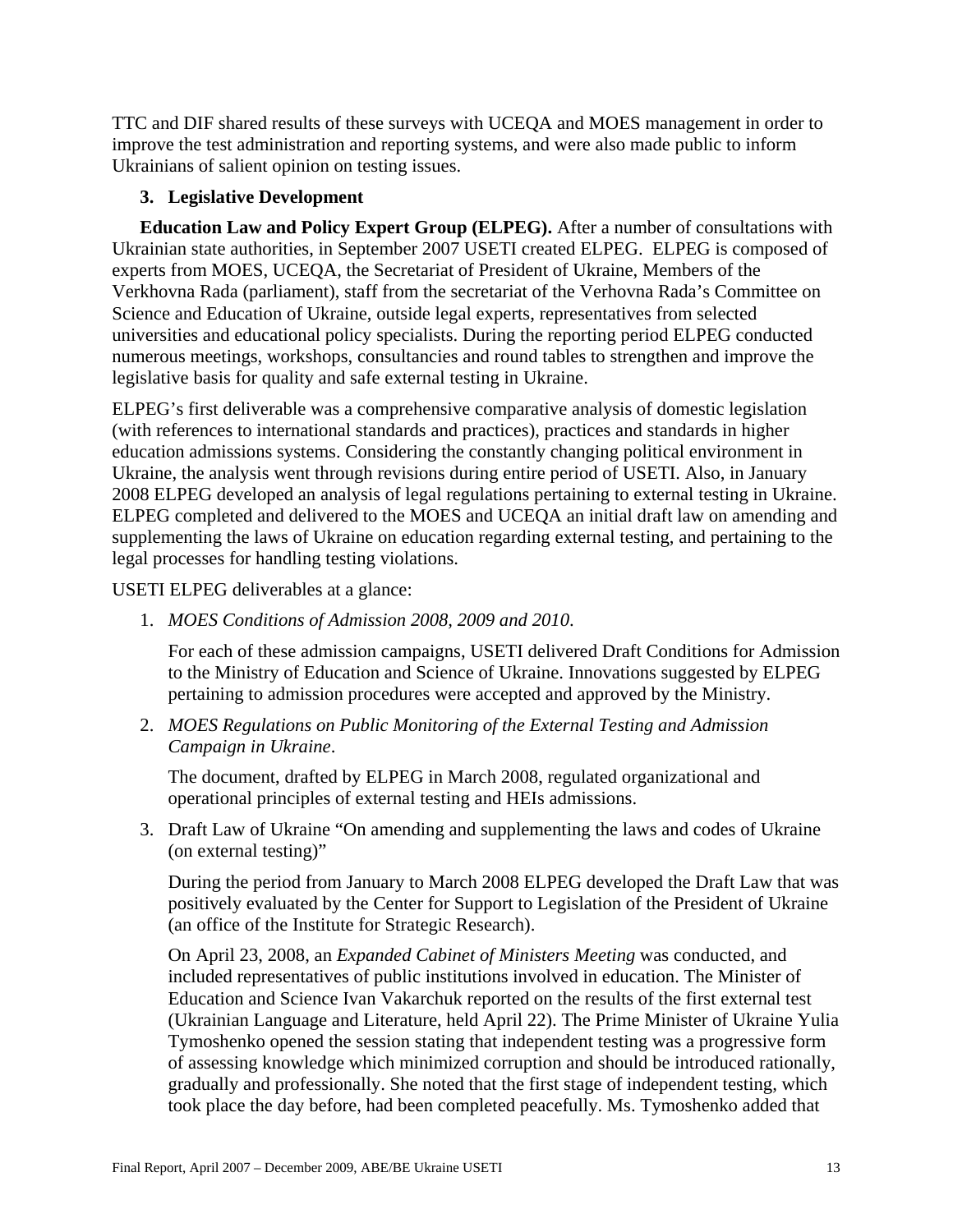TTC and DIF shared results of these surveys with UCEQA and MOES management in order to improve the test administration and reporting systems, and were also made public to inform Ukrainians of salient opinion on testing issues.

### 3. Legislative Development

**Education Law and Policy Expert Group (ELPEG).** After a number of consultations with Ukrainian state authorities, in September 2007 USETI created ELPEG. ELPEG is composed of experts from MOES, UCEQA, the Secretariat of President of Ukraine, Members of the Verkhovna Rada (parliament), staff from the secretariat of the Verhovna Rada's Committee on Science and Education of Ukraine, outside legal experts, representatives from selected universities and educational policy specialists. During the reporting period ELPEG conducted numerous meetings, workshops, consultancies and round tables to strengthen and improve the legislative basis for quality and safe external testing in Ukraine.

ELPEG's first deliverable was a comprehensive comparative analysis of domestic legislation (with references to international standards and practices), practices and standards in higher education admissions systems. Considering the constantly changing political environment in Ukraine, the analysis went through revisions during entire period of USETI. Also, in January 2008 ELPEG developed an analysis of legal regulations pertaining to external testing in Ukraine. ELPEG completed and delivered to the MOES and UCEQA an initial draft law on amending and supplementing the laws of Ukraine on education regarding external testing, and pertaining to the legal processes for handling testing violations.

USETI ELPEG deliverables at a glance:

1. *MOES Conditions of Admission 2008, 2009 and 2010*.

   For each of these admission campaigns, USETI delivered Draft Conditions for Admission to the Ministry of Education and Science of Ukraine. Innovations suggested by ELPEG pertaining to admission procedures were accepted and approved by the Ministry.

2. *MOES Regulations on Public Monitoring of the External Testing and Admission Campaign in Ukraine*.

   The document, drafted by ELPEG in March 2008, regulated organizational and operational principles of external testing and HEIs admissions.

3. Draft Law of Ukraine "On amending and supplementing the laws and codes of Ukraine (on external testing)"

   During the period from January to March 2008 ELPEG developed the Draft Law that was positively evaluated by the Center for Support to Legislation of the President of Ukraine (an office of the Institute for Strategic Research).

   On April 23, 2008, an *Expanded Cabinet of Ministers Meeting* was conducted, and included representatives of public institutions involved in education. The Minister of Education and Science Ivan Vakarchuk reported on the results of the first external test (Ukrainian Language and Literature, held April 22). The Prime Minister of Ukraine Yulia Tymoshenko opened the session stating that independent testing was a progressive form of assessing knowledge which minimized corruption and should be introduced rationally, gradually and professionally. She noted that the first stage of independent testing, which took place the day before, had been completed peacefully. Ms. Tymoshenko added that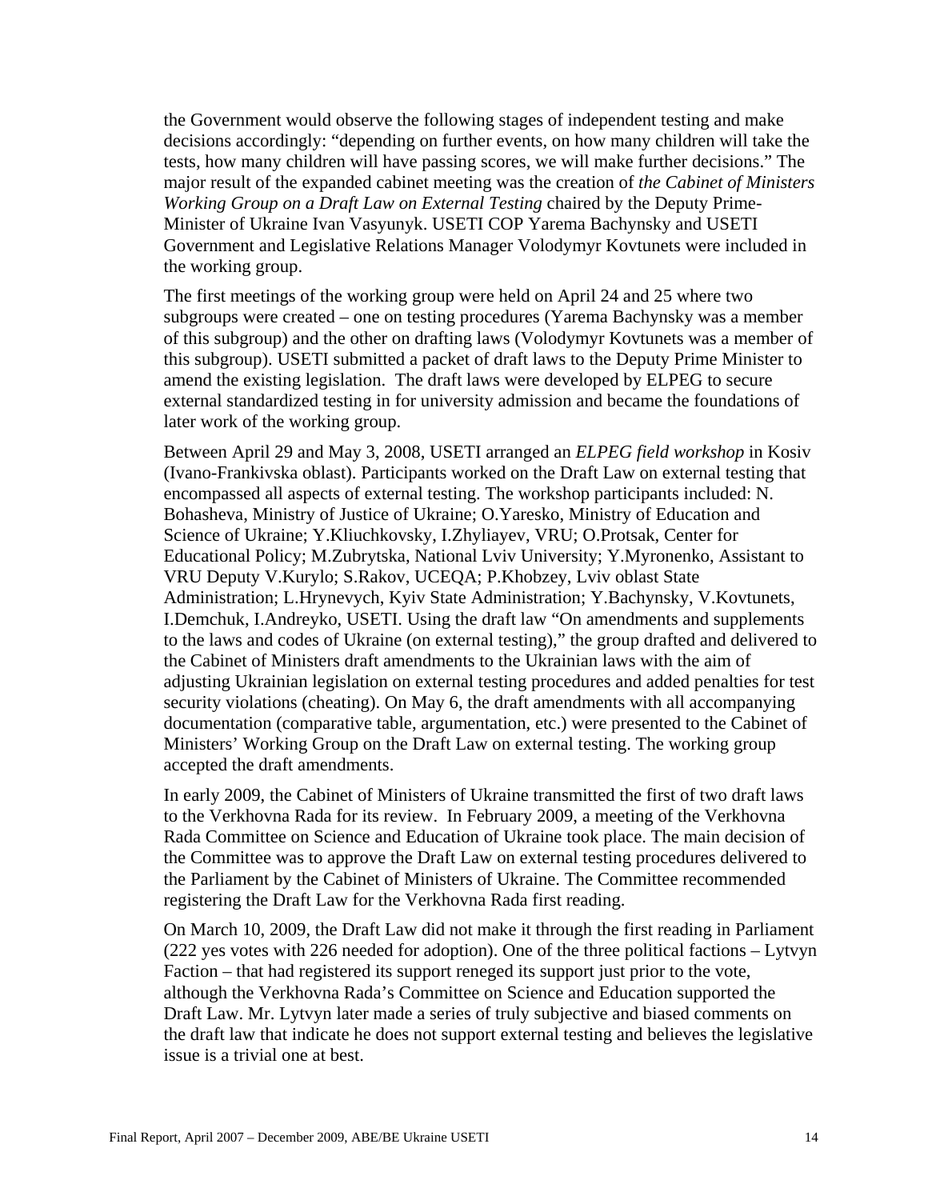the Government would observe the following stages of independent testing and make decisions accordingly: "depending on further events, on how many children will take the tests, how many children will have passing scores, we will make further decisions." The major result of the expanded cabinet meeting was the creation of *the Cabinet of Ministers Working Group on a Draft Law on External Testing* chaired by the Deputy Prime-Minister of Ukraine Ivan Vasyunyk. USETI COP Yarema Bachynsky and USETI Government and Legislative Relations Manager Volodymyr Kovtunets were included in the working group.

The first meetings of the working group were held on April 24 and 25 where two subgroups were created – one on testing procedures (Yarema Bachynsky was a member of this subgroup) and the other on drafting laws (Volodymyr Kovtunets was a member of this subgroup). USETI submitted a packet of draft laws to the Deputy Prime Minister to amend the existing legislation. The draft laws were developed by ELPEG to secure external standardized testing in for university admission and became the foundations of later work of the working group.

Between April 29 and May 3, 2008, USETI arranged an *ELPEG field workshop* in Kosiv (Ivano-Frankivska oblast). Participants worked on the Draft Law on external testing that encompassed all aspects of external testing. The workshop participants included: N. Bohasheva, Ministry of Justice of Ukraine; O.Yaresko, Ministry of Education and Science of Ukraine; Y.Kliuchkovsky, I.Zhyliayev, VRU; O.Protsak, Center for Educational Policy; M.Zubrytska, National Lviv University; Y.Myronenko, Assistant to VRU Deputy V.Kurylo; S.Rakov, UCEQA; P.Khobzey, Lviv oblast State Administration; L.Hrynevych, Kyiv State Administration; Y.Bachynsky, V.Kovtunets, I.Demchuk, I.Andreyko, USETI. Using the draft law "On amendments and supplements to the laws and codes of Ukraine (on external testing)," the group drafted and delivered to the Cabinet of Ministers draft amendments to the Ukrainian laws with the aim of adjusting Ukrainian legislation on external testing procedures and added penalties for test security violations (cheating). On May 6, the draft amendments with all accompanying documentation (comparative table, argumentation, etc.) were presented to the Cabinet of Ministers' Working Group on the Draft Law on external testing. The working group accepted the draft amendments.

In early 2009, the Cabinet of Ministers of Ukraine transmitted the first of two draft laws to the Verkhovna Rada for its review. In February 2009, a meeting of the Verkhovna Rada Committee on Science and Education of Ukraine took place. The main decision of the Committee was to approve the Draft Law on external testing procedures delivered to the Parliament by the Cabinet of Ministers of Ukraine. The Committee recommended registering the Draft Law for the Verkhovna Rada first reading.

On March 10, 2009, the Draft Law did not make it through the first reading in Parliament (222 yes votes with 226 needed for adoption). One of the three political factions – Lytvyn Faction – that had registered its support reneged its support just prior to the vote, although the Verkhovna Rada's Committee on Science and Education supported the Draft Law. Mr. Lytvyn later made a series of truly subjective and biased comments on the draft law that indicate he does not support external testing and believes the legislative issue is a trivial one at best.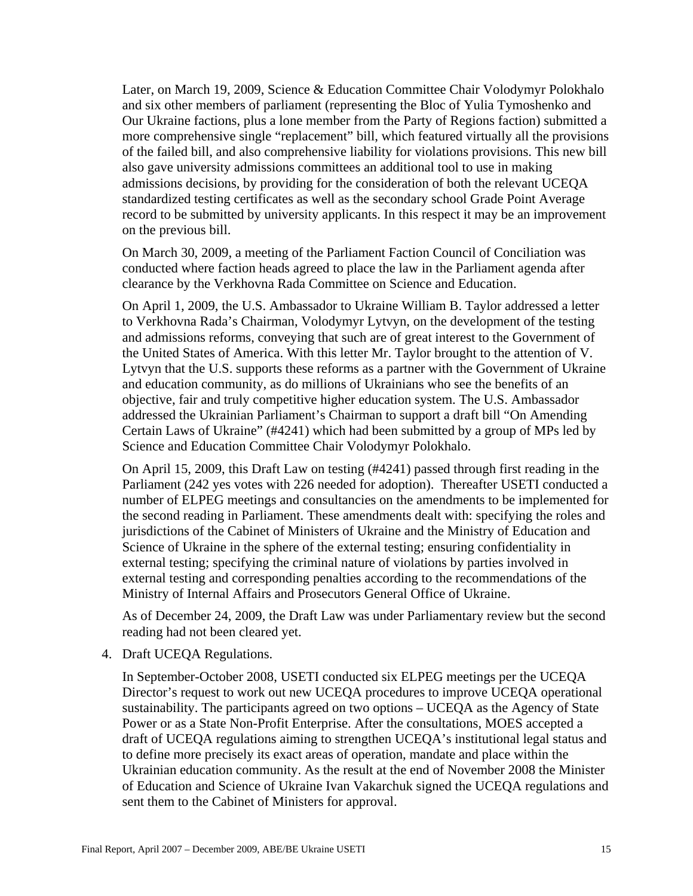Later, on March 19, 2009, Science & Education Committee Chair Volodymyr Polokhalo and six other members of parliament (representing the Bloc of Yulia Tymoshenko and Our Ukraine factions, plus a lone member from the Party of Regions faction) submitted a more comprehensive single "replacement" bill, which featured virtually all the provisions of the failed bill, and also comprehensive liability for violations provisions. This new bill also gave university admissions committees an additional tool to use in making admissions decisions, by providing for the consideration of both the relevant UCEQA standardized testing certificates as well as the secondary school Grade Point Average record to be submitted by university applicants. In this respect it may be an improvement on the previous bill.

On March 30, 2009, a meeting of the Parliament Faction Council of Conciliation was conducted where faction heads agreed to place the law in the Parliament agenda after clearance by the Verkhovna Rada Committee on Science and Education.

On April 1, 2009, the U.S. Ambassador to Ukraine William B. Taylor addressed a letter to Verkhovna Rada's Chairman, Volodymyr Lytvyn, on the development of the testing and admissions reforms, conveying that such are of great interest to the Government of the United States of America. With this letter Mr. Taylor brought to the attention of V. Lytvyn that the U.S. supports these reforms as a partner with the Government of Ukraine and education community, as do millions of Ukrainians who see the benefits of an objective, fair and truly competitive higher education system. The U.S. Ambassador addressed the Ukrainian Parliament's Chairman to support a draft bill "On Amending Certain Laws of Ukraine" (#4241) which had been submitted by a group of MPs led by Science and Education Committee Chair Volodymyr Polokhalo.

On April 15, 2009, this Draft Law on testing (#4241) passed through first reading in the Parliament (242 yes votes with 226 needed for adoption). Thereafter USETI conducted a number of ELPEG meetings and consultancies on the amendments to be implemented for the second reading in Parliament. These amendments dealt with: specifying the roles and jurisdictions of the Cabinet of Ministers of Ukraine and the Ministry of Education and Science of Ukraine in the sphere of the external testing; ensuring confidentiality in external testing; specifying the criminal nature of violations by parties involved in external testing and corresponding penalties according to the recommendations of the Ministry of Internal Affairs and Prosecutors General Office of Ukraine.

As of December 24, 2009, the Draft Law was under Parliamentary review but the second reading had not been cleared yet.

4. Draft UCEQA Regulations.

   In September-October 2008, USETI conducted six ELPEG meetings per the UCEQA Director's request to work out new UCEQA procedures to improve UCEQA operational sustainability. The participants agreed on two options – UCEQA as the Agency of State Power or as a State Non-Profit Enterprise. After the consultations, MOES accepted a draft of UCEQA regulations aiming to strengthen UCEQA's institutional legal status and to define more precisely its exact areas of operation, mandate and place within the Ukrainian education community. As the result at the end of November 2008 the Minister of Education and Science of Ukraine Ivan Vakarchuk signed the UCEQA regulations and sent them to the Cabinet of Ministers for approval.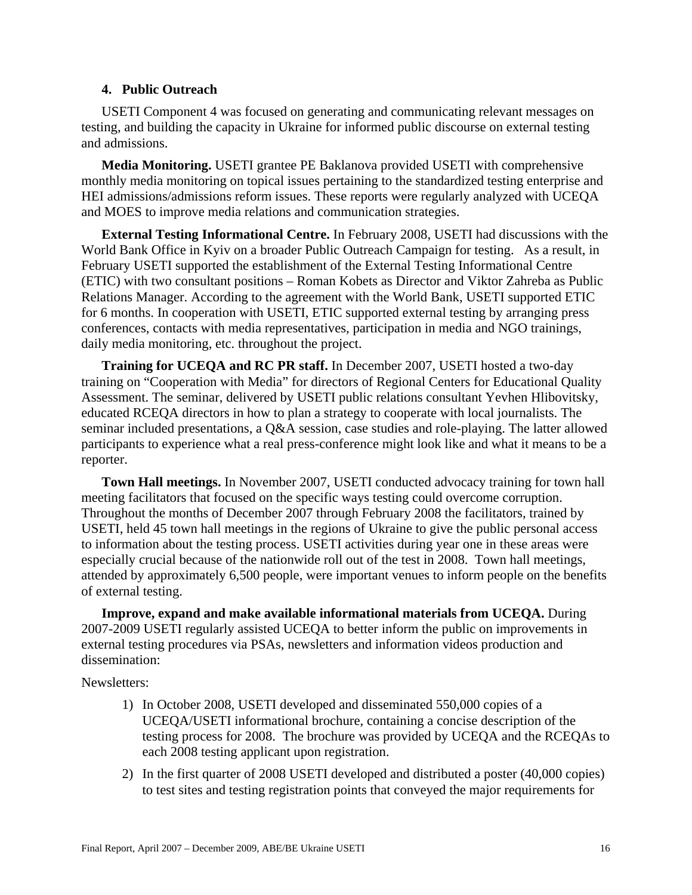## 4. Public Outreach

USETI Component 4 was focused on generating and communicating relevant messages on testing, and building the capacity in Ukraine for informed public discourse on external testing and admissions.

**Media Monitoring.** USETI grantee PE Baklanova provided USETI with comprehensive monthly media monitoring on topical issues pertaining to the standardized testing enterprise and HEI admissions/admissions reform issues. These reports were regularly analyzed with UCEQA and MOES to improve media relations and communication strategies.

**External Testing Informational Centre.** In February 2008, USETI had discussions with the World Bank Office in Kyiv on a broader Public Outreach Campaign for testing. As a result, in February USETI supported the establishment of the External Testing Informational Centre (ETIC) with two consultant positions – Roman Kobets as Director and Viktor Zahreba as Public Relations Manager. According to the agreement with the World Bank, USETI supported ETIC for 6 months. In cooperation with USETI, ETIC supported external testing by arranging press conferences, contacts with media representatives, participation in media and NGO trainings, daily media monitoring, etc. throughout the project.

**Training for UCEQA and RC PR staff.** In December 2007, USETI hosted a two-day training on "Cooperation with Media" for directors of Regional Centers for Educational Quality Assessment. The seminar, delivered by USETI public relations consultant Yevhen Hlibovitsky, educated RCEQA directors in how to plan a strategy to cooperate with local journalists. The seminar included presentations, a Q&A session, case studies and role-playing. The latter allowed participants to experience what a real press-conference might look like and what it means to be a reporter.

**Town Hall meetings.** In November 2007, USETI conducted advocacy training for town hall meeting facilitators that focused on the specific ways testing could overcome corruption. Throughout the months of December 2007 through February 2008 the facilitators, trained by USETI, held 45 town hall meetings in the regions of Ukraine to give the public personal access to information about the testing process. USETI activities during year one in these areas were especially crucial because of the nationwide roll out of the test in 2008. Town hall meetings, attended by approximately 6,500 people, were important venues to inform people on the benefits of external testing.

**Improve, expand and make available informational materials from UCEQA.** During 2007-2009 USETI regularly assisted UCEQA to better inform the public on improvements in external testing procedures via PSAs, newsletters and information videos production and dissemination:

Newsletters:

1) In October 2008, USETI developed and disseminated 550,000 copies of a UCEQA/USETI informational brochure, containing a concise description of the testing process for 2008. The brochure was provided by UCEQA and the RCEQAs to each 2008 testing applicant upon registration.
2) In the first quarter of 2008 USETI developed and distributed a poster (40,000 copies) to test sites and testing registration points that conveyed the major requirements for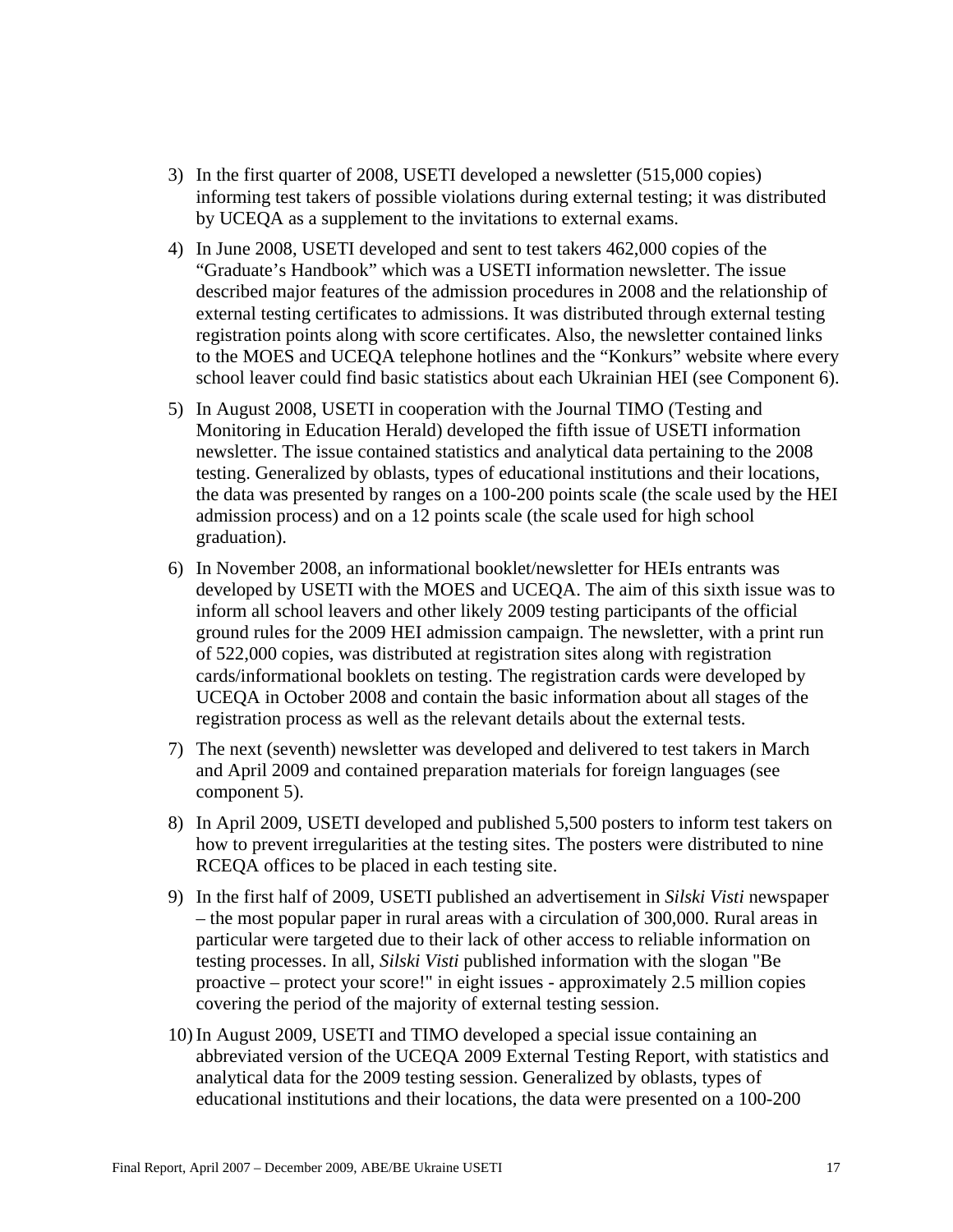3) In the first quarter of 2008, USETI developed a newsletter (515,000 copies) informing test takers of possible violations during external testing; it was distributed by UCEQA as a supplement to the invitations to external exams.

4) In June 2008, USETI developed and sent to test takers 462,000 copies of the "Graduate's Handbook" which was a USETI information newsletter. The issue described major features of the admission procedures in 2008 and the relationship of external testing certificates to admissions. It was distributed through external testing registration points along with score certificates. Also, the newsletter contained links to the MOES and UCEQA telephone hotlines and the "Konkurs" website where every school leaver could find basic statistics about each Ukrainian HEI (see Component 6).

5) In August 2008, USETI in cooperation with the Journal TIMO (Testing and Monitoring in Education Herald) developed the fifth issue of USETI information newsletter. The issue contained statistics and analytical data pertaining to the 2008 testing. Generalized by oblasts, types of educational institutions and their locations, the data was presented by ranges on a 100-200 points scale (the scale used by the HEI admission process) and on a 12 points scale (the scale used for high school graduation).

6) In November 2008, an informational booklet/newsletter for HEIs entrants was developed by USETI with the MOES and UCEQA. The aim of this sixth issue was to inform all school leavers and other likely 2009 testing participants of the official ground rules for the 2009 HEI admission campaign. The newsletter, with a print run of 522,000 copies, was distributed at registration sites along with registration cards/informational booklets on testing. The registration cards were developed by UCEQA in October 2008 and contain the basic information about all stages of the registration process as well as the relevant details about the external tests.

7) The next (seventh) newsletter was developed and delivered to test takers in March and April 2009 and contained preparation materials for foreign languages (see component 5).

8) In April 2009, USETI developed and published 5,500 posters to inform test takers on how to prevent irregularities at the testing sites. The posters were distributed to nine RCEQA offices to be placed in each testing site.

9) In the first half of 2009, USETI published an advertisement in *Silski Visti* newspaper – the most popular paper in rural areas with a circulation of 300,000. Rural areas in particular were targeted due to their lack of other access to reliable information on testing processes. In all, *Silski Visti* published information with the slogan "Be proactive – protect your score!" in eight issues - approximately 2.5 million copies covering the period of the majority of external testing session.

10) In August 2009, USETI and TIMO developed a special issue containing an abbreviated version of the UCEQA 2009 External Testing Report, with statistics and analytical data for the 2009 testing session. Generalized by oblasts, types of educational institutions and their locations, the data were presented on a 100-200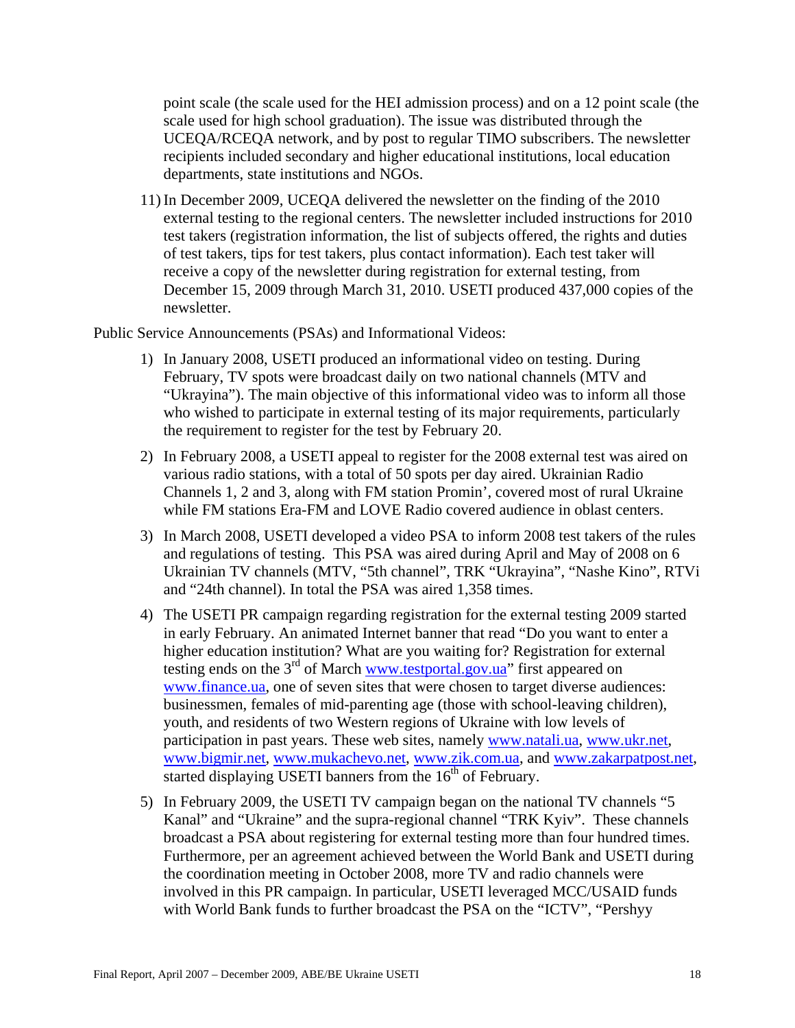point scale (the scale used for the HEI admission process) and on a 12 point scale (the scale used for high school graduation). The issue was distributed through the UCEQA/RCEQA network, and by post to regular TIMO subscribers. The newsletter recipients included secondary and higher educational institutions, local education departments, state institutions and NGOs.

11) In December 2009, UCEQA delivered the newsletter on the finding of the 2010 external testing to the regional centers. The newsletter included instructions for 2010 test takers (registration information, the list of subjects offered, the rights and duties of test takers, tips for test takers, plus contact information). Each test taker will receive a copy of the newsletter during registration for external testing, from December 15, 2009 through March 31, 2010. USETI produced 437,000 copies of the newsletter.

Public Service Announcements (PSAs) and Informational Videos:

1) In January 2008, USETI produced an informational video on testing. During February, TV spots were broadcast daily on two national channels (MTV and "Ukrayina"). The main objective of this informational video was to inform all those who wished to participate in external testing of its major requirements, particularly the requirement to register for the test by February 20.

2) In February 2008, a USETI appeal to register for the 2008 external test was aired on various radio stations, with a total of 50 spots per day aired. Ukrainian Radio Channels 1, 2 and 3, along with FM station Promin', covered most of rural Ukraine while FM stations Era-FM and LOVE Radio covered audience in oblast centers.

3) In March 2008, USETI developed a video PSA to inform 2008 test takers of the rules and regulations of testing. This PSA was aired during April and May of 2008 on 6 Ukrainian TV channels (MTV, "5th channel", TRK "Ukrayina", "Nashe Kino", RTVi and "24th channel). In total the PSA was aired 1,358 times.

4) The USETI PR campaign regarding registration for the external testing 2009 started in early February. An animated Internet banner that read "Do you want to enter a higher education institution? What are you waiting for? Registration for external testing ends on the 3rd of March www.testportal.gov.ua" first appeared on www.finance.ua, one of seven sites that were chosen to target diverse audiences: businessmen, females of mid-parenting age (those with school-leaving children), youth, and residents of two Western regions of Ukraine with low levels of participation in past years. These web sites, namely www.natali.ua, www.ukr.net, www.bigmir.net, www.mukachevo.net, www.zik.com.ua, and www.zakarpatpost.net, started displaying USETI banners from the 16th of February.

5) In February 2009, the USETI TV campaign began on the national TV channels "5 Kanal" and "Ukraine" and the supra-regional channel "TRK Kyiv". These channels broadcast a PSA about registering for external testing more than four hundred times. Furthermore, per an agreement achieved between the World Bank and USETI during the coordination meeting in October 2008, more TV and radio channels were involved in this PR campaign. In particular, USETI leveraged MCC/USAID funds with World Bank funds to further broadcast the PSA on the "ICTV", "Pershyy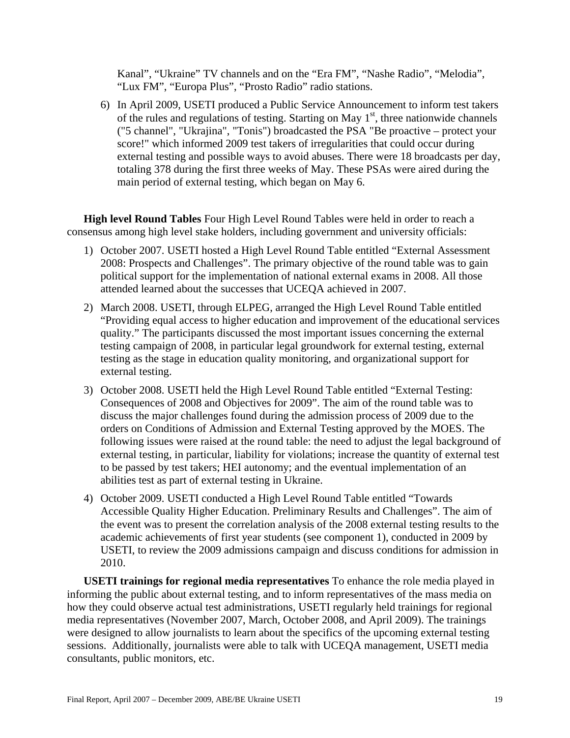Kanal", "Ukraine" TV channels and on the "Era FM", "Nashe Radio", "Melodia", "Lux FM", "Europa Plus", "Prosto Radio" radio stations.

6) In April 2009, USETI produced a Public Service Announcement to inform test takers of the rules and regulations of testing. Starting on May 1st, three nationwide channels ("5 channel", "Ukrajina", "Tonis") broadcasted the PSA "Be proactive – protect your score!" which informed 2009 test takers of irregularities that could occur during external testing and possible ways to avoid abuses. There were 18 broadcasts per day, totaling 378 during the first three weeks of May. These PSAs were aired during the main period of external testing, which began on May 6.

**High level Round Tables** Four High Level Round Tables were held in order to reach a consensus among high level stake holders, including government and university officials:

1) October 2007. USETI hosted a High Level Round Table entitled "External Assessment 2008: Prospects and Challenges". The primary objective of the round table was to gain political support for the implementation of national external exams in 2008. All those attended learned about the successes that UCEQA achieved in 2007.
2) March 2008. USETI, through ELPEG, arranged the High Level Round Table entitled "Providing equal access to higher education and improvement of the educational services quality." The participants discussed the most important issues concerning the external testing campaign of 2008, in particular legal groundwork for external testing, external testing as the stage in education quality monitoring, and organizational support for external testing.
3) October 2008. USETI held the High Level Round Table entitled "External Testing: Consequences of 2008 and Objectives for 2009". The aim of the round table was to discuss the major challenges found during the admission process of 2009 due to the orders on Conditions of Admission and External Testing approved by the MOES. The following issues were raised at the round table: the need to adjust the legal background of external testing, in particular, liability for violations; increase the quantity of external test to be passed by test takers; HEI autonomy; and the eventual implementation of an abilities test as part of external testing in Ukraine.
4) October 2009. USETI conducted a High Level Round Table entitled "Towards Accessible Quality Higher Education. Preliminary Results and Challenges". The aim of the event was to present the correlation analysis of the 2008 external testing results to the academic achievements of first year students (see component 1), conducted in 2009 by USETI, to review the 2009 admissions campaign and discuss conditions for admission in 2010.

**USETI trainings for regional media representatives** To enhance the role media played in informing the public about external testing, and to inform representatives of the mass media on how they could observe actual test administrations, USETI regularly held trainings for regional media representatives (November 2007, March, October 2008, and April 2009). The trainings were designed to allow journalists to learn about the specifics of the upcoming external testing sessions. Additionally, journalists were able to talk with UCEQA management, USETI media consultants, public monitors, etc.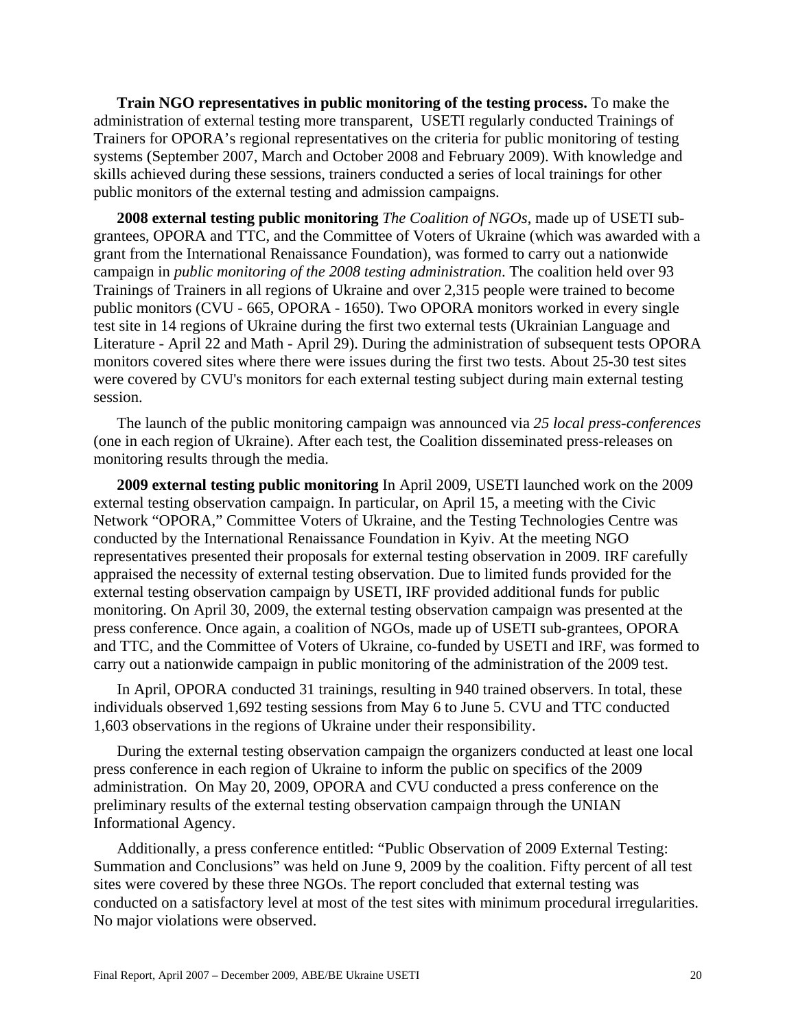**Train NGO representatives in public monitoring of the testing process.** To make the administration of external testing more transparent, USETI regularly conducted Trainings of Trainers for OPORA's regional representatives on the criteria for public monitoring of testing systems (September 2007, March and October 2008 and February 2009). With knowledge and skills achieved during these sessions, trainers conducted a series of local trainings for other public monitors of the external testing and admission campaigns.

**2008 external testing public monitoring** *The Coalition of NGOs*, made up of USETI sub-grantees, OPORA and TTC, and the Committee of Voters of Ukraine (which was awarded with a grant from the International Renaissance Foundation), was formed to carry out a nationwide campaign in *public monitoring of the 2008 testing administration*. The coalition held over 93 Trainings of Trainers in all regions of Ukraine and over 2,315 people were trained to become public monitors (CVU - 665, OPORA - 1650). Two OPORA monitors worked in every single test site in 14 regions of Ukraine during the first two external tests (Ukrainian Language and Literature - April 22 and Math - April 29). During the administration of subsequent tests OPORA monitors covered sites where there were issues during the first two tests. About 25-30 test sites were covered by CVU's monitors for each external testing subject during main external testing session.

The launch of the public monitoring campaign was announced via *25 local press-conferences* (one in each region of Ukraine). After each test, the Coalition disseminated press-releases on monitoring results through the media.

**2009 external testing public monitoring** In April 2009, USETI launched work on the 2009 external testing observation campaign. In particular, on April 15, a meeting with the Civic Network "OPORA," Committee Voters of Ukraine, and the Testing Technologies Centre was conducted by the International Renaissance Foundation in Kyiv. At the meeting NGO representatives presented their proposals for external testing observation in 2009. IRF carefully appraised the necessity of external testing observation. Due to limited funds provided for the external testing observation campaign by USETI, IRF provided additional funds for public monitoring. On April 30, 2009, the external testing observation campaign was presented at the press conference. Once again, a coalition of NGOs, made up of USETI sub-grantees, OPORA and TTC, and the Committee of Voters of Ukraine, co-funded by USETI and IRF, was formed to carry out a nationwide campaign in public monitoring of the administration of the 2009 test.

In April, OPORA conducted 31 trainings, resulting in 940 trained observers. In total, these individuals observed 1,692 testing sessions from May 6 to June 5. CVU and TTC conducted 1,603 observations in the regions of Ukraine under their responsibility.

During the external testing observation campaign the organizers conducted at least one local press conference in each region of Ukraine to inform the public on specifics of the 2009 administration. On May 20, 2009, OPORA and CVU conducted a press conference on the preliminary results of the external testing observation campaign through the UNIAN Informational Agency.

Additionally, a press conference entitled: "Public Observation of 2009 External Testing: Summation and Conclusions" was held on June 9, 2009 by the coalition. Fifty percent of all test sites were covered by these three NGOs. The report concluded that external testing was conducted on a satisfactory level at most of the test sites with minimum procedural irregularities. No major violations were observed.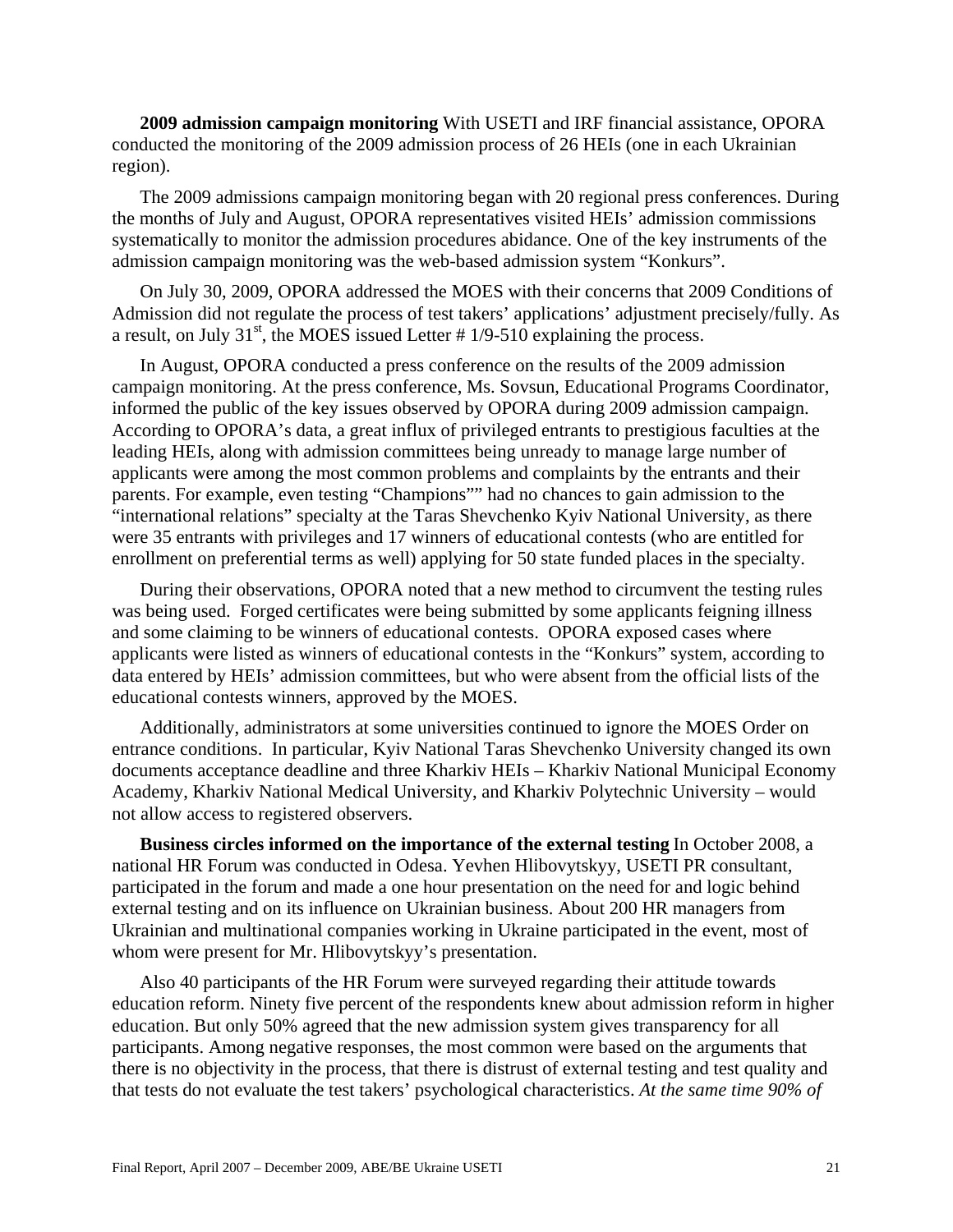**2009 admission campaign monitoring** With USETI and IRF financial assistance, OPORA conducted the monitoring of the 2009 admission process of 26 HEIs (one in each Ukrainian region).

The 2009 admissions campaign monitoring began with 20 regional press conferences. During the months of July and August, OPORA representatives visited HEIs' admission commissions systematically to monitor the admission procedures abidance. One of the key instruments of the admission campaign monitoring was the web-based admission system "Konkurs".

On July 30, 2009, OPORA addressed the MOES with their concerns that 2009 Conditions of Admission did not regulate the process of test takers' applications' adjustment precisely/fully. As a result, on July 31st, the MOES issued Letter # 1/9-510 explaining the process.

In August, OPORA conducted a press conference on the results of the 2009 admission campaign monitoring. At the press conference, Ms. Sovsun, Educational Programs Coordinator, informed the public of the key issues observed by OPORA during 2009 admission campaign. According to OPORA's data, a great influx of privileged entrants to prestigious faculties at the leading HEIs, along with admission committees being unready to manage large number of applicants were among the most common problems and complaints by the entrants and their parents. For example, even testing "Champions"" had no chances to gain admission to the "international relations" specialty at the Taras Shevchenko Kyiv National University, as there were 35 entrants with privileges and 17 winners of educational contests (who are entitled for enrollment on preferential terms as well) applying for 50 state funded places in the specialty.

During their observations, OPORA noted that a new method to circumvent the testing rules was being used. Forged certificates were being submitted by some applicants feigning illness and some claiming to be winners of educational contests. OPORA exposed cases where applicants were listed as winners of educational contests in the "Konkurs" system, according to data entered by HEIs' admission committees, but who were absent from the official lists of the educational contests winners, approved by the MOES.

Additionally, administrators at some universities continued to ignore the MOES Order on entrance conditions. In particular, Kyiv National Taras Shevchenko University changed its own documents acceptance deadline and three Kharkiv HEIs – Kharkiv National Municipal Economy Academy, Kharkiv National Medical University, and Kharkiv Polytechnic University – would not allow access to registered observers.

**Business circles informed on the importance of the external testing** In October 2008, a national HR Forum was conducted in Odesa. Yevhen Hlibovytskyy, USETI PR consultant, participated in the forum and made a one hour presentation on the need for and logic behind external testing and on its influence on Ukrainian business. About 200 HR managers from Ukrainian and multinational companies working in Ukraine participated in the event, most of whom were present for Mr. Hlibovytskyy's presentation.

Also 40 participants of the HR Forum were surveyed regarding their attitude towards education reform. Ninety five percent of the respondents knew about admission reform in higher education. But only 50% agreed that the new admission system gives transparency for all participants. Among negative responses, the most common were based on the arguments that there is no objectivity in the process, that there is distrust of external testing and test quality and that tests do not evaluate the test takers' psychological characteristics. *At the same time 90% of*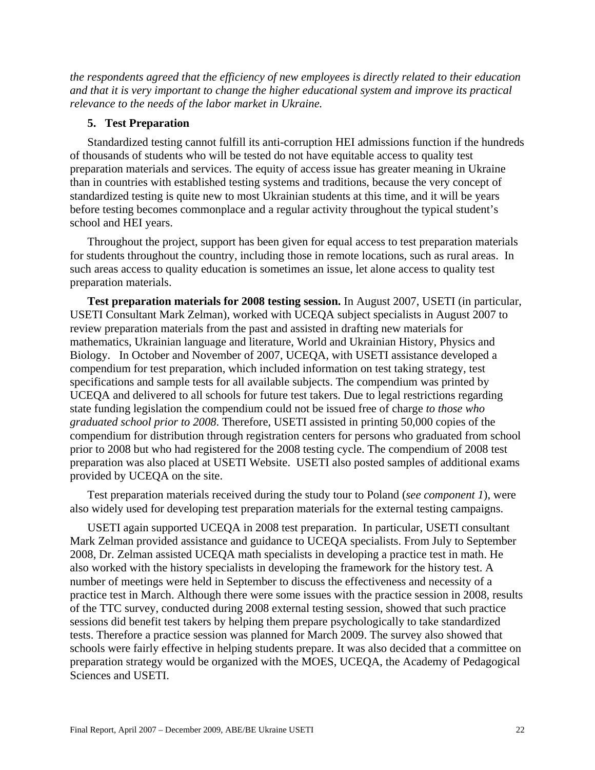*the respondents agreed that the efficiency of new employees is directly related to their education and that it is very important to change the higher educational system and improve its practical relevance to the needs of the labor market in Ukraine.*

## 5. Test Preparation

Standardized testing cannot fulfill its anti-corruption HEI admissions function if the hundreds of thousands of students who will be tested do not have equitable access to quality test preparation materials and services. The equity of access issue has greater meaning in Ukraine than in countries with established testing systems and traditions, because the very concept of standardized testing is quite new to most Ukrainian students at this time, and it will be years before testing becomes commonplace and a regular activity throughout the typical student's school and HEI years.

Throughout the project, support has been given for equal access to test preparation materials for students throughout the country, including those in remote locations, such as rural areas. In such areas access to quality education is sometimes an issue, let alone access to quality test preparation materials.

**Test preparation materials for 2008 testing session.** In August 2007, USETI (in particular, USETI Consultant Mark Zelman), worked with UCEQA subject specialists in August 2007 to review preparation materials from the past and assisted in drafting new materials for mathematics, Ukrainian language and literature, World and Ukrainian History, Physics and Biology. In October and November of 2007, UCEQA, with USETI assistance developed a compendium for test preparation, which included information on test taking strategy, test specifications and sample tests for all available subjects. The compendium was printed by UCEQA and delivered to all schools for future test takers. Due to legal restrictions regarding state funding legislation the compendium could not be issued free of charge *to those who graduated school prior to 2008*. Therefore, USETI assisted in printing 50,000 copies of the compendium for distribution through registration centers for persons who graduated from school prior to 2008 but who had registered for the 2008 testing cycle. The compendium of 2008 test preparation was also placed at USETI Website. USETI also posted samples of additional exams provided by UCEQA on the site.

Test preparation materials received during the study tour to Poland (*see component 1*), were also widely used for developing test preparation materials for the external testing campaigns.

USETI again supported UCEQA in 2008 test preparation. In particular, USETI consultant Mark Zelman provided assistance and guidance to UCEQA specialists. From July to September 2008, Dr. Zelman assisted UCEQA math specialists in developing a practice test in math. He also worked with the history specialists in developing the framework for the history test. A number of meetings were held in September to discuss the effectiveness and necessity of a practice test in March. Although there were some issues with the practice session in 2008, results of the TTC survey, conducted during 2008 external testing session, showed that such practice sessions did benefit test takers by helping them prepare psychologically to take standardized tests. Therefore a practice session was planned for March 2009. The survey also showed that schools were fairly effective in helping students prepare. It was also decided that a committee on preparation strategy would be organized with the MOES, UCEQA, the Academy of Pedagogical Sciences and USETI.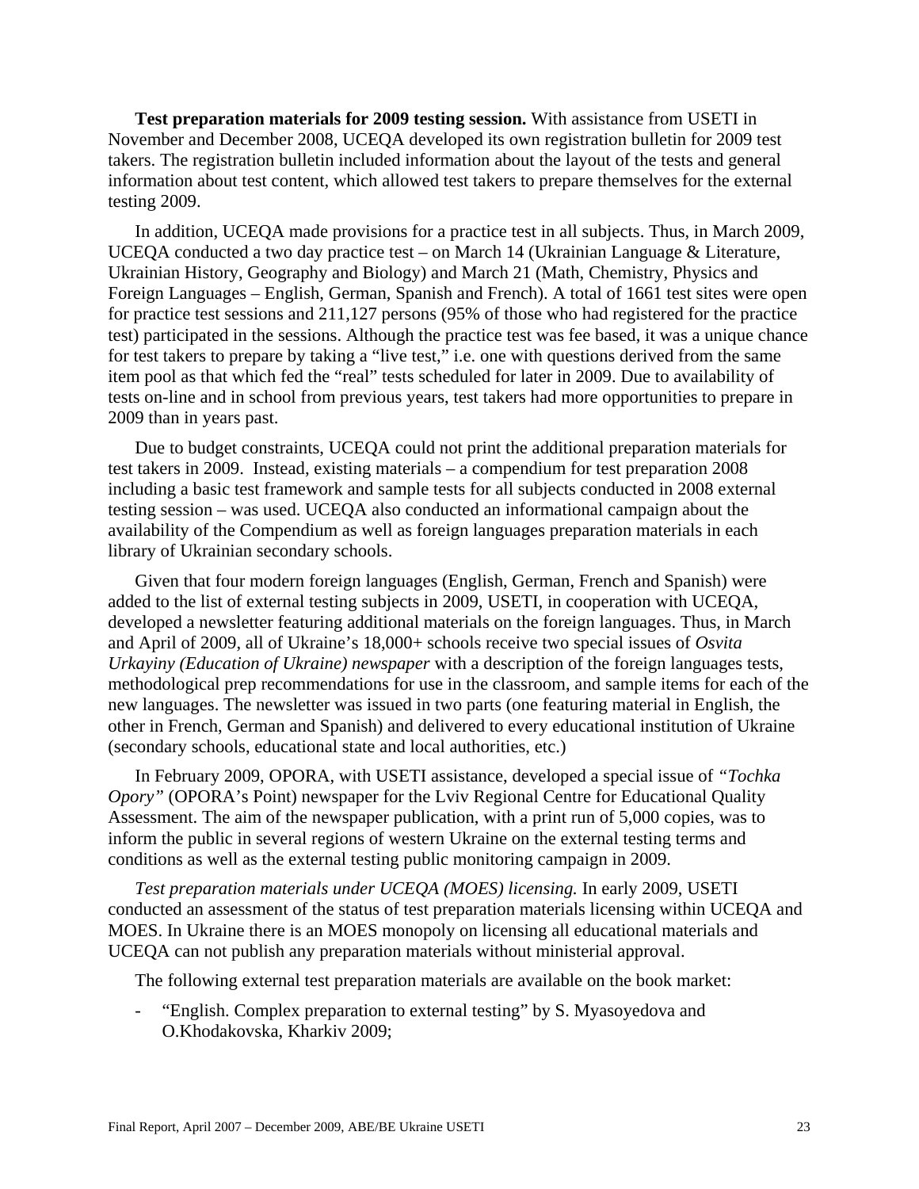**Test preparation materials for 2009 testing session.** With assistance from USETI in November and December 2008, UCEQA developed its own registration bulletin for 2009 test takers. The registration bulletin included information about the layout of the tests and general information about test content, which allowed test takers to prepare themselves for the external testing 2009.

In addition, UCEQA made provisions for a practice test in all subjects. Thus, in March 2009, UCEQA conducted a two day practice test – on March 14 (Ukrainian Language & Literature, Ukrainian History, Geography and Biology) and March 21 (Math, Chemistry, Physics and Foreign Languages – English, German, Spanish and French). A total of 1661 test sites were open for practice test sessions and 211,127 persons (95% of those who had registered for the practice test) participated in the sessions. Although the practice test was fee based, it was a unique chance for test takers to prepare by taking a "live test," i.e. one with questions derived from the same item pool as that which fed the "real" tests scheduled for later in 2009. Due to availability of tests on-line and in school from previous years, test takers had more opportunities to prepare in 2009 than in years past.

Due to budget constraints, UCEQA could not print the additional preparation materials for test takers in 2009. Instead, existing materials – a compendium for test preparation 2008 including a basic test framework and sample tests for all subjects conducted in 2008 external testing session – was used. UCEQA also conducted an informational campaign about the availability of the Compendium as well as foreign languages preparation materials in each library of Ukrainian secondary schools.

Given that four modern foreign languages (English, German, French and Spanish) were added to the list of external testing subjects in 2009, USETI, in cooperation with UCEQA, developed a newsletter featuring additional materials on the foreign languages. Thus, in March and April of 2009, all of Ukraine's 18,000+ schools receive two special issues of *Osvita Urkayiny (Education of Ukraine) newspaper* with a description of the foreign languages tests, methodological prep recommendations for use in the classroom, and sample items for each of the new languages. The newsletter was issued in two parts (one featuring material in English, the other in French, German and Spanish) and delivered to every educational institution of Ukraine (secondary schools, educational state and local authorities, etc.)

In February 2009, OPORA, with USETI assistance, developed a special issue of *"Tochka Opory"* (OPORA's Point) newspaper for the Lviv Regional Centre for Educational Quality Assessment. The aim of the newspaper publication, with a print run of 5,000 copies, was to inform the public in several regions of western Ukraine on the external testing terms and conditions as well as the external testing public monitoring campaign in 2009.

*Test preparation materials under UCEQA (MOES) licensing.* In early 2009, USETI conducted an assessment of the status of test preparation materials licensing within UCEQA and MOES. In Ukraine there is an MOES monopoly on licensing all educational materials and UCEQA can not publish any preparation materials without ministerial approval.

The following external test preparation materials are available on the book market:

- "English. Complex preparation to external testing" by S. Myasoyedova and O.Khodakovska, Kharkiv 2009;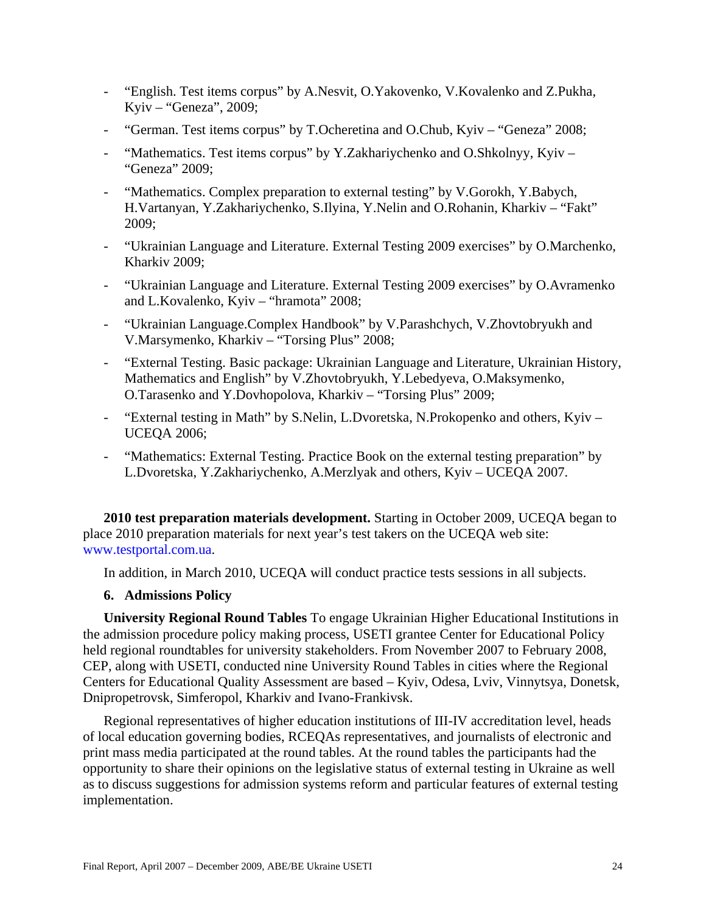- "English. Test items corpus" by A.Nesvit, O.Yakovenko, V.Kovalenko and Z.Pukha, Kyiv – "Geneza", 2009;
- "German. Test items corpus" by T.Ocheretina and O.Chub, Kyiv – "Geneza" 2008;
- "Mathematics. Test items corpus" by Y.Zakhariychenko and O.Shkolnyy, Kyiv – "Geneza" 2009;
- "Mathematics. Complex preparation to external testing" by V.Gorokh, Y.Babych, H.Vartanyan, Y.Zakhariychenko, S.Ilyina, Y.Nelin and O.Rohanin, Kharkiv – "Fakt" 2009;
- "Ukrainian Language and Literature. External Testing 2009 exercises" by O.Marchenko, Kharkiv 2009;
- "Ukrainian Language and Literature. External Testing 2009 exercises" by O.Avramenko and L.Kovalenko, Kyiv – "hramota" 2008;
- "Ukrainian Language.Complex Handbook" by V.Parashchych, V.Zhovtobryukh and V.Marsymenko, Kharkiv – "Torsing Plus" 2008;
- "External Testing. Basic package: Ukrainian Language and Literature, Ukrainian History, Mathematics and English" by V.Zhovtobryukh, Y.Lebedyeva, O.Maksymenko, O.Tarasenko and Y.Dovhopolova, Kharkiv – "Torsing Plus" 2009;
- "External testing in Math" by S.Nelin, L.Dvoretska, N.Prokopenko and others, Kyiv – UCEQA 2006;
- "Mathematics: External Testing. Practice Book on the external testing preparation" by L.Dvoretska, Y.Zakhariychenko, A.Merzlyak and others, Kyiv – UCEQA 2007.

**2010 test preparation materials development.** Starting in October 2009, UCEQA began to place 2010 preparation materials for next year's test takers on the UCEQA web site: www.testportal.com.ua.

In addition, in March 2010, UCEQA will conduct practice tests sessions in all subjects.

### 6. Admissions Policy

**University Regional Round Tables** To engage Ukrainian Higher Educational Institutions in the admission procedure policy making process, USETI grantee Center for Educational Policy held regional roundtables for university stakeholders. From November 2007 to February 2008, CEP, along with USETI, conducted nine University Round Tables in cities where the Regional Centers for Educational Quality Assessment are based – Kyiv, Odesa, Lviv, Vinnytsya, Donetsk, Dnipropetrovsk, Simferopol, Kharkiv and Ivano-Frankivsk.

Regional representatives of higher education institutions of III-IV accreditation level, heads of local education governing bodies, RCEQAs representatives, and journalists of electronic and print mass media participated at the round tables. At the round tables the participants had the opportunity to share their opinions on the legislative status of external testing in Ukraine as well as to discuss suggestions for admission systems reform and particular features of external testing implementation.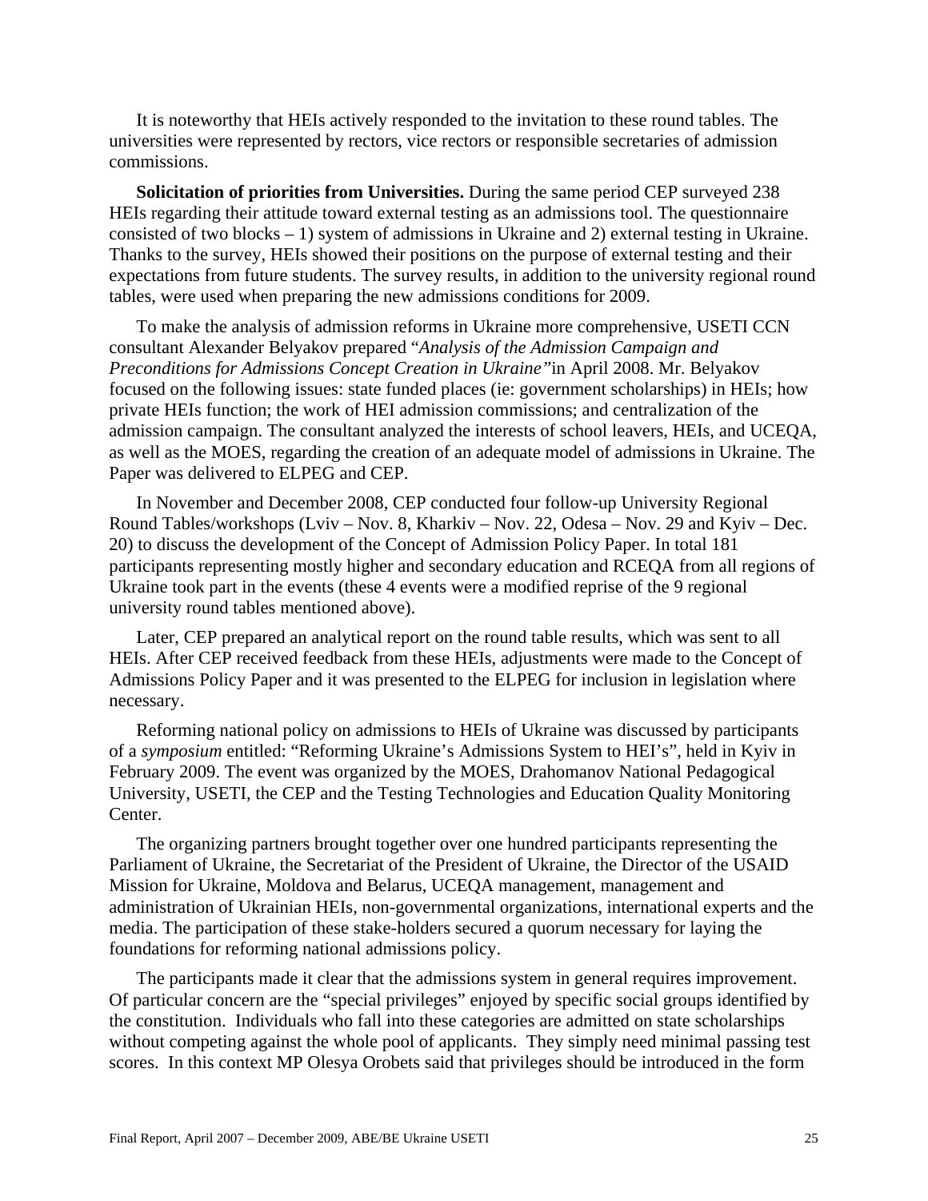It is noteworthy that HEIs actively responded to the invitation to these round tables. The universities were represented by rectors, vice rectors or responsible secretaries of admission commissions.

**Solicitation of priorities from Universities.** During the same period CEP surveyed 238 HEIs regarding their attitude toward external testing as an admissions tool. The questionnaire consisted of two blocks – 1) system of admissions in Ukraine and 2) external testing in Ukraine. Thanks to the survey, HEIs showed their positions on the purpose of external testing and their expectations from future students. The survey results, in addition to the university regional round tables, were used when preparing the new admissions conditions for 2009.

To make the analysis of admission reforms in Ukraine more comprehensive, USETI CCN consultant Alexander Belyakov prepared "*Analysis of the Admission Campaign and Preconditions for Admissions Concept Creation in Ukraine"*in April 2008. Mr. Belyakov focused on the following issues: state funded places (ie: government scholarships) in HEIs; how private HEIs function; the work of HEI admission commissions; and centralization of the admission campaign. The consultant analyzed the interests of school leavers, HEIs, and UCEQA, as well as the MOES, regarding the creation of an adequate model of admissions in Ukraine. The Paper was delivered to ELPEG and CEP.

In November and December 2008, CEP conducted four follow-up University Regional Round Tables/workshops (Lviv – Nov. 8, Kharkiv – Nov. 22, Odesa – Nov. 29 and Kyiv – Dec. 20) to discuss the development of the Concept of Admission Policy Paper. In total 181 participants representing mostly higher and secondary education and RCEQA from all regions of Ukraine took part in the events (these 4 events were a modified reprise of the 9 regional university round tables mentioned above).

Later, CEP prepared an analytical report on the round table results, which was sent to all HEIs. After CEP received feedback from these HEIs, adjustments were made to the Concept of Admissions Policy Paper and it was presented to the ELPEG for inclusion in legislation where necessary.

Reforming national policy on admissions to HEIs of Ukraine was discussed by participants of a *symposium* entitled: "Reforming Ukraine's Admissions System to HEI's", held in Kyiv in February 2009. The event was organized by the MOES, Drahomanov National Pedagogical University, USETI, the CEP and the Testing Technologies and Education Quality Monitoring Center.

The organizing partners brought together over one hundred participants representing the Parliament of Ukraine, the Secretariat of the President of Ukraine, the Director of the USAID Mission for Ukraine, Moldova and Belarus, UCEQA management, management and administration of Ukrainian HEIs, non-governmental organizations, international experts and the media. The participation of these stake-holders secured a quorum necessary for laying the foundations for reforming national admissions policy.

The participants made it clear that the admissions system in general requires improvement. Of particular concern are the "special privileges" enjoyed by specific social groups identified by the constitution. Individuals who fall into these categories are admitted on state scholarships without competing against the whole pool of applicants. They simply need minimal passing test scores. In this context MP Olesya Orobets said that privileges should be introduced in the form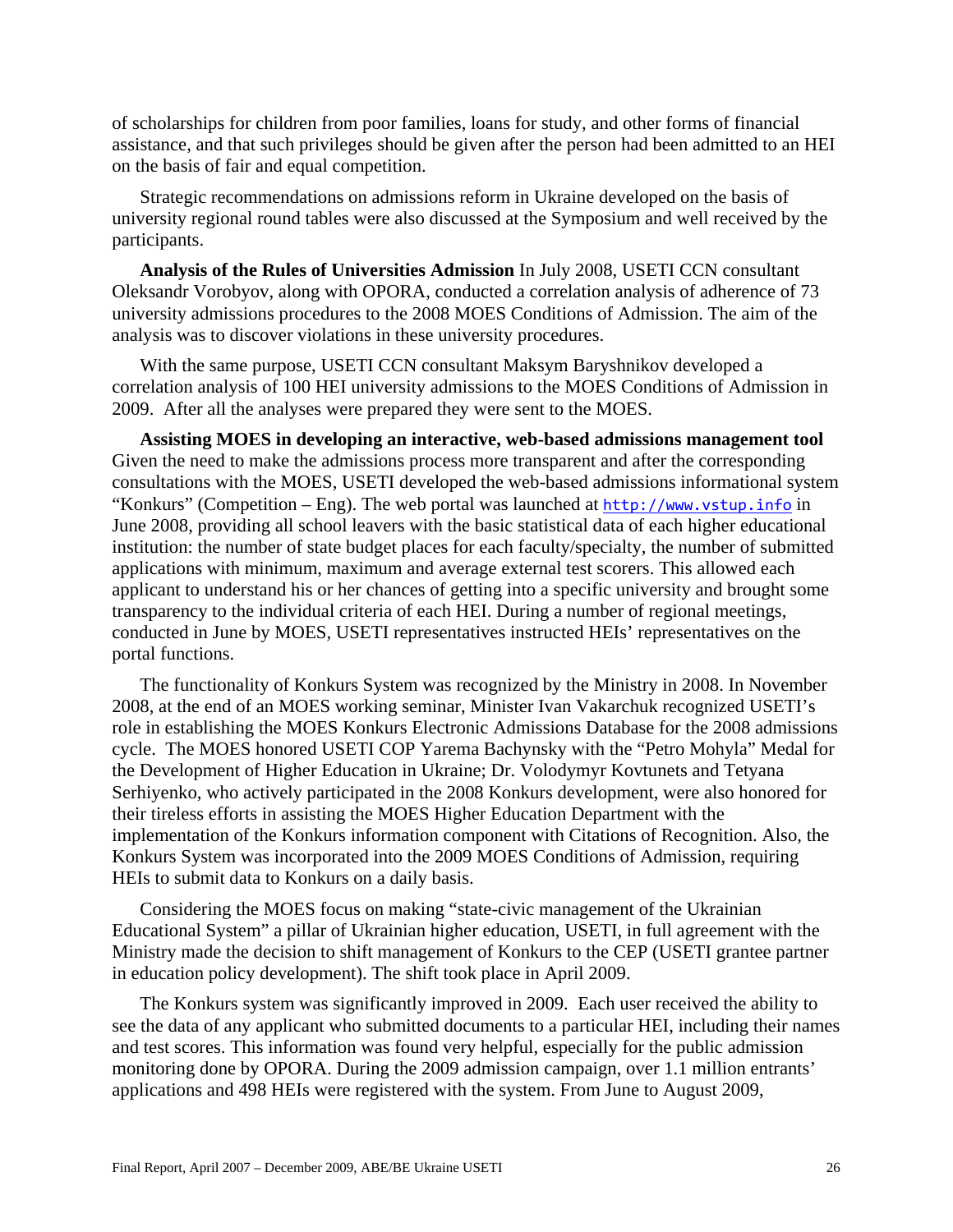of scholarships for children from poor families, loans for study, and other forms of financial assistance, and that such privileges should be given after the person had been admitted to an HEI on the basis of fair and equal competition.

Strategic recommendations on admissions reform in Ukraine developed on the basis of university regional round tables were also discussed at the Symposium and well received by the participants.

**Analysis of the Rules of Universities Admission** In July 2008, USETI CCN consultant Oleksandr Vorobyov, along with OPORA, conducted a correlation analysis of adherence of 73 university admissions procedures to the 2008 MOES Conditions of Admission. The aim of the analysis was to discover violations in these university procedures.

With the same purpose, USETI CCN consultant Maksym Baryshnikov developed a correlation analysis of 100 HEI university admissions to the MOES Conditions of Admission in 2009. After all the analyses were prepared they were sent to the MOES.

**Assisting MOES in developing an interactive, web-based admissions management tool** Given the need to make the admissions process more transparent and after the corresponding consultations with the MOES, USETI developed the web-based admissions informational system "Konkurs" (Competition – Eng). The web portal was launched at http://www.vstup.info in June 2008, providing all school leavers with the basic statistical data of each higher educational institution: the number of state budget places for each faculty/specialty, the number of submitted applications with minimum, maximum and average external test scorers. This allowed each applicant to understand his or her chances of getting into a specific university and brought some transparency to the individual criteria of each HEI. During a number of regional meetings, conducted in June by MOES, USETI representatives instructed HEIs' representatives on the portal functions.

The functionality of Konkurs System was recognized by the Ministry in 2008. In November 2008, at the end of an MOES working seminar, Minister Ivan Vakarchuk recognized USETI's role in establishing the MOES Konkurs Electronic Admissions Database for the 2008 admissions cycle. The MOES honored USETI COP Yarema Bachynsky with the "Petro Mohyla" Medal for the Development of Higher Education in Ukraine; Dr. Volodymyr Kovtunets and Tetyana Serhiyenko, who actively participated in the 2008 Konkurs development, were also honored for their tireless efforts in assisting the MOES Higher Education Department with the implementation of the Konkurs information component with Citations of Recognition. Also, the Konkurs System was incorporated into the 2009 MOES Conditions of Admission, requiring HEIs to submit data to Konkurs on a daily basis.

Considering the MOES focus on making "state-civic management of the Ukrainian Educational System" a pillar of Ukrainian higher education, USETI, in full agreement with the Ministry made the decision to shift management of Konkurs to the CEP (USETI grantee partner in education policy development). The shift took place in April 2009.

The Konkurs system was significantly improved in 2009. Each user received the ability to see the data of any applicant who submitted documents to a particular HEI, including their names and test scores. This information was found very helpful, especially for the public admission monitoring done by OPORA. During the 2009 admission campaign, over 1.1 million entrants' applications and 498 HEIs were registered with the system. From June to August 2009,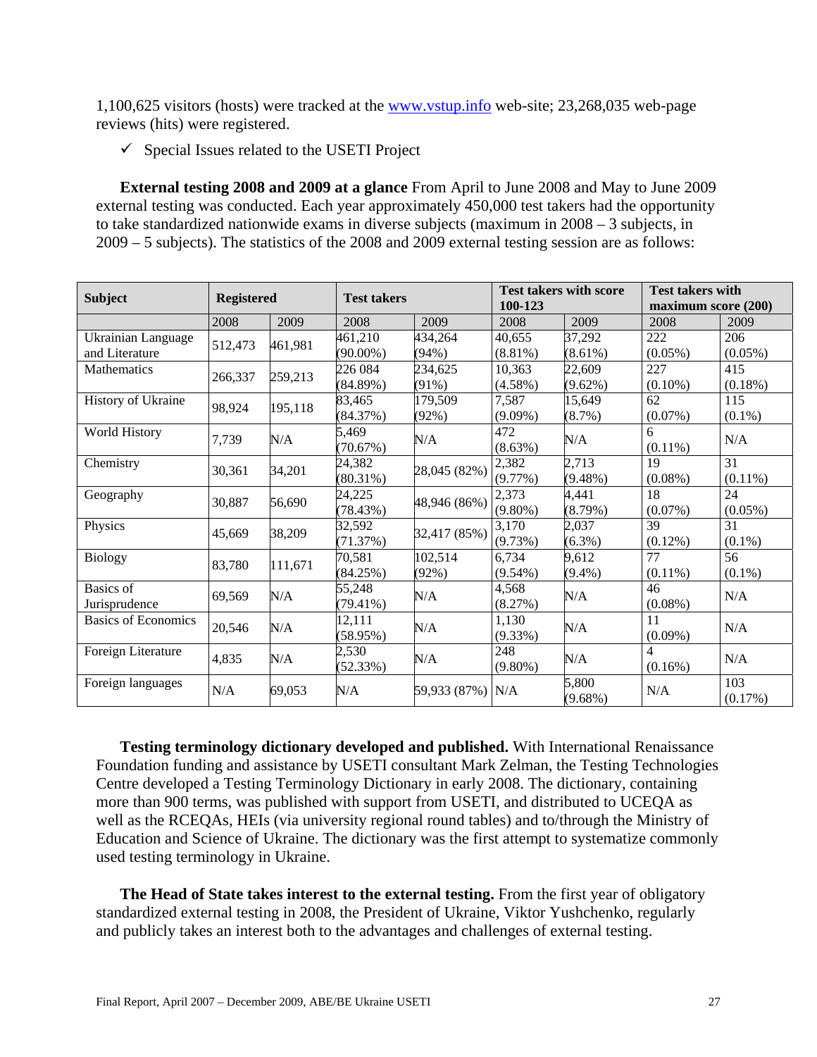1,100,625 visitors (hosts) were tracked at the www.vstup.info web-site; 23,268,035 web-page reviews (hits) were registered.

- ✓ Special Issues related to the USETI Project

**External testing 2008 and 2009 at a glance** From April to June 2008 and May to June 2009 external testing was conducted. Each year approximately 450,000 test takers had the opportunity to take standardized nationwide exams in diverse subjects (maximum in 2008 – 3 subjects, in 2009 – 5 subjects). The statistics of the 2008 and 2009 external testing session are as follows:

| Subject | Registered | | Test takers | | Test takers with score 100-123 | | Test takers with maximum score (200) | |
|---|---|---|---|---|---|---|---|---|
| | 2008 | 2009 | 2008 | 2009 | 2008 | 2009 | 2008 | 2009 |
| Ukrainian Language and Literature | 512,473 | 461,981 | 461,210 (90.00%) | 434,264 (94%) | 40,655 (8.81%) | 37,292 (8.61%) | 222 (0.05%) | 206 (0.05%) |
| Mathematics | 266,337 | 259,213 | 226 084 (84.89%) | 234,625 (91%) | 10,363 (4.58%) | 22,609 (9.62%) | 227 (0.10%) | 415 (0.18%) |
| History of Ukraine | 98,924 | 195,118 | 83,465 (84.37%) | 179,509 (92%) | 7,587 (9.09%) | 15,649 (8.7%) | 62 (0.07%) | 115 (0.1%) |
| World History | 7,739 | N/A | 5,469 (70.67%) | N/A | 472 (8.63%) | N/A | 6 (0.11%) | N/A |
| Chemistry | 30,361 | 34,201 | 24,382 (80.31%) | 28,045 (82%) | 2,382 (9.77%) | 2,713 (9.48%) | 19 (0.08%) | 31 (0.11%) |
| Geography | 30,887 | 56,690 | 24,225 (78.43%) | 48,946 (86%) | 2,373 (9.80%) | 4,441 (8.79%) | 18 (0.07%) | 24 (0.05%) |
| Physics | 45,669 | 38,209 | 32,592 (71.37%) | 32,417 (85%) | 3,170 (9.73%) | 2,037 (6.3%) | 39 (0.12%) | 31 (0.1%) |
| Biology | 83,780 | 111,671 | 70,581 (84.25%) | 102,514 (92%) | 6,734 (9.54%) | 9,612 (9.4%) | 77 (0.11%) | 56 (0.1%) |
| Basics of Jurisprudence | 69,569 | N/A | 55,248 (79.41%) | N/A | 4,568 (8.27%) | N/A | 46 (0.08%) | N/A |
| Basics of Economics | 20,546 | N/A | 12,111 (58.95%) | N/A | 1,130 (9.33%) | N/A | 11 (0.09%) | N/A |
| Foreign Literature | 4,835 | N/A | 2,530 (52.33%) | N/A | 248 (9.80%) | N/A | 4 (0.16%) | N/A |
| Foreign languages | N/A | 69,053 | N/A | 59,933 (87%) | N/A | 5,800 (9.68%) | N/A | 103 (0.17%) |

**Testing terminology dictionary developed and published.** With International Renaissance Foundation funding and assistance by USETI consultant Mark Zelman, the Testing Technologies Centre developed a Testing Terminology Dictionary in early 2008. The dictionary, containing more than 900 terms, was published with support from USETI, and distributed to UCEQA as well as the RCEQAs, HEIs (via university regional round tables) and to/through the Ministry of Education and Science of Ukraine. The dictionary was the first attempt to systematize commonly used testing terminology in Ukraine.

**The Head of State takes interest to the external testing.** From the first year of obligatory standardized external testing in 2008, the President of Ukraine, Viktor Yushchenko, regularly and publicly takes an interest both to the advantages and challenges of external testing.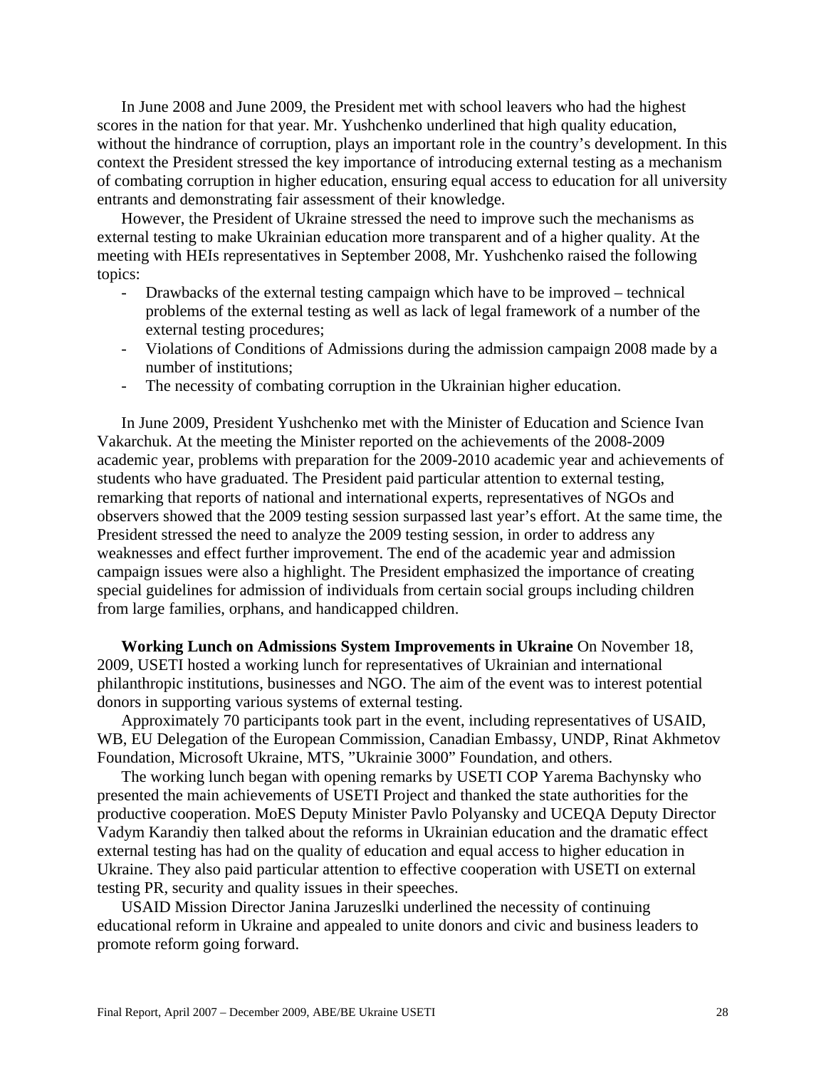In June 2008 and June 2009, the President met with school leavers who had the highest scores in the nation for that year. Mr. Yushchenko underlined that high quality education, without the hindrance of corruption, plays an important role in the country's development. In this context the President stressed the key importance of introducing external testing as a mechanism of combating corruption in higher education, ensuring equal access to education for all university entrants and demonstrating fair assessment of their knowledge.

However, the President of Ukraine stressed the need to improve such the mechanisms as external testing to make Ukrainian education more transparent and of a higher quality. At the meeting with HEIs representatives in September 2008, Mr. Yushchenko raised the following topics:

- Drawbacks of the external testing campaign which have to be improved – technical problems of the external testing as well as lack of legal framework of a number of the external testing procedures;
- Violations of Conditions of Admissions during the admission campaign 2008 made by a number of institutions;
- The necessity of combating corruption in the Ukrainian higher education.

In June 2009, President Yushchenko met with the Minister of Education and Science Ivan Vakarchuk. At the meeting the Minister reported on the achievements of the 2008-2009 academic year, problems with preparation for the 2009-2010 academic year and achievements of students who have graduated. The President paid particular attention to external testing, remarking that reports of national and international experts, representatives of NGOs and observers showed that the 2009 testing session surpassed last year's effort. At the same time, the President stressed the need to analyze the 2009 testing session, in order to address any weaknesses and effect further improvement. The end of the academic year and admission campaign issues were also a highlight. The President emphasized the importance of creating special guidelines for admission of individuals from certain social groups including children from large families, orphans, and handicapped children.

**Working Lunch on Admissions System Improvements in Ukraine** On November 18, 2009, USETI hosted a working lunch for representatives of Ukrainian and international philanthropic institutions, businesses and NGO. The aim of the event was to interest potential donors in supporting various systems of external testing.

Approximately 70 participants took part in the event, including representatives of USAID, WB, EU Delegation of the European Commission, Canadian Embassy, UNDP, Rinat Akhmetov Foundation, Microsoft Ukraine, MTS, "Ukrainie 3000" Foundation, and others.

The working lunch began with opening remarks by USETI COP Yarema Bachynsky who presented the main achievements of USETI Project and thanked the state authorities for the productive cooperation. MoES Deputy Minister Pavlo Polyansky and UCEQA Deputy Director Vadym Karandiy then talked about the reforms in Ukrainian education and the dramatic effect external testing has had on the quality of education and equal access to higher education in Ukraine. They also paid particular attention to effective cooperation with USETI on external testing PR, security and quality issues in their speeches.

USAID Mission Director Janina Jaruzeslki underlined the necessity of continuing educational reform in Ukraine and appealed to unite donors and civic and business leaders to promote reform going forward.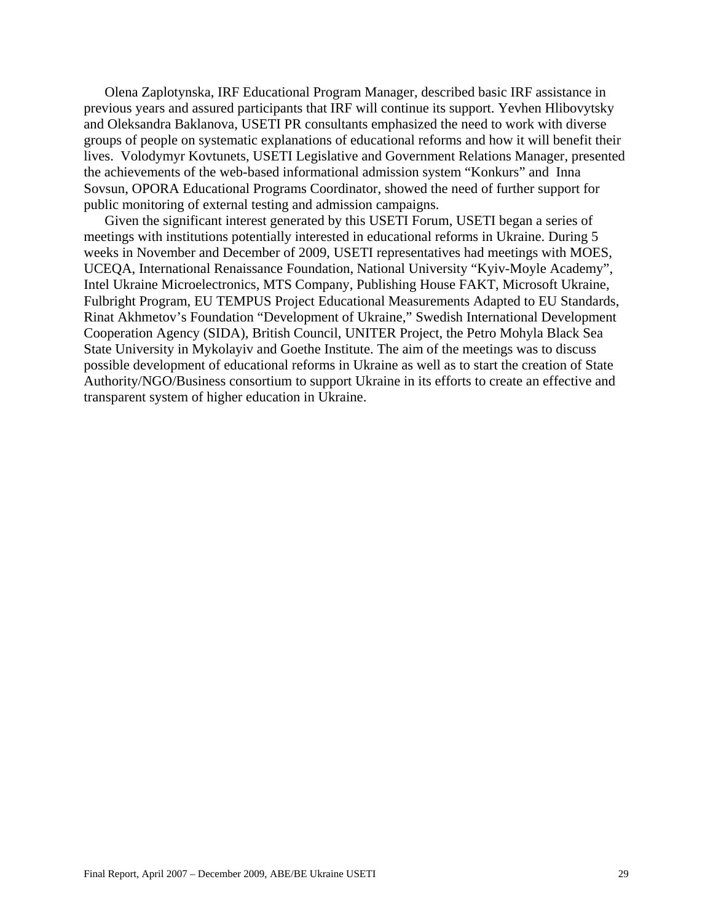Olena Zaplotynska, IRF Educational Program Manager, described basic IRF assistance in previous years and assured participants that IRF will continue its support. Yevhen Hlibovytsky and Oleksandra Baklanova, USETI PR consultants emphasized the need to work with diverse groups of people on systematic explanations of educational reforms and how it will benefit their lives. Volodymyr Kovtunets, USETI Legislative and Government Relations Manager, presented the achievements of the web-based informational admission system "Konkurs" and Inna Sovsun, OPORA Educational Programs Coordinator, showed the need of further support for public monitoring of external testing and admission campaigns.

Given the significant interest generated by this USETI Forum, USETI began a series of meetings with institutions potentially interested in educational reforms in Ukraine. During 5 weeks in November and December of 2009, USETI representatives had meetings with MOES, UCEQA, International Renaissance Foundation, National University "Kyiv-Moyle Academy", Intel Ukraine Microelectronics, MTS Company, Publishing House FAKT, Microsoft Ukraine, Fulbright Program, EU TEMPUS Project Educational Measurements Adapted to EU Standards, Rinat Akhmetov's Foundation "Development of Ukraine," Swedish International Development Cooperation Agency (SIDA), British Council, UNITER Project, the Petro Mohyla Black Sea State University in Mykolayiv and Goethe Institute. The aim of the meetings was to discuss possible development of educational reforms in Ukraine as well as to start the creation of State Authority/NGO/Business consortium to support Ukraine in its efforts to create an effective and transparent system of higher education in Ukraine.